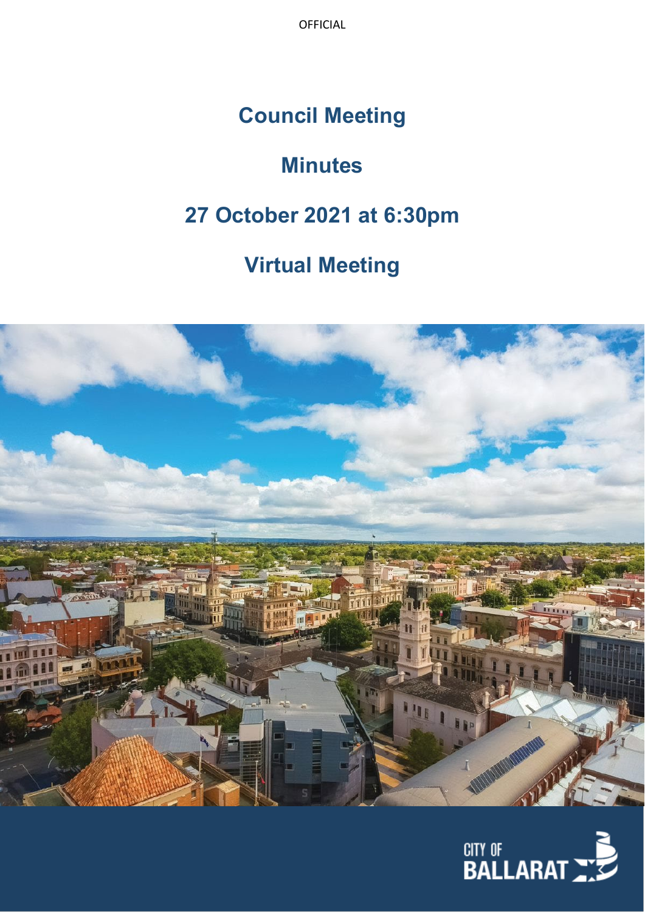OFFICIAL

# Council Meeting

# Minutes

# 27 October 2021 at 6:30pm

# Virtual Meeting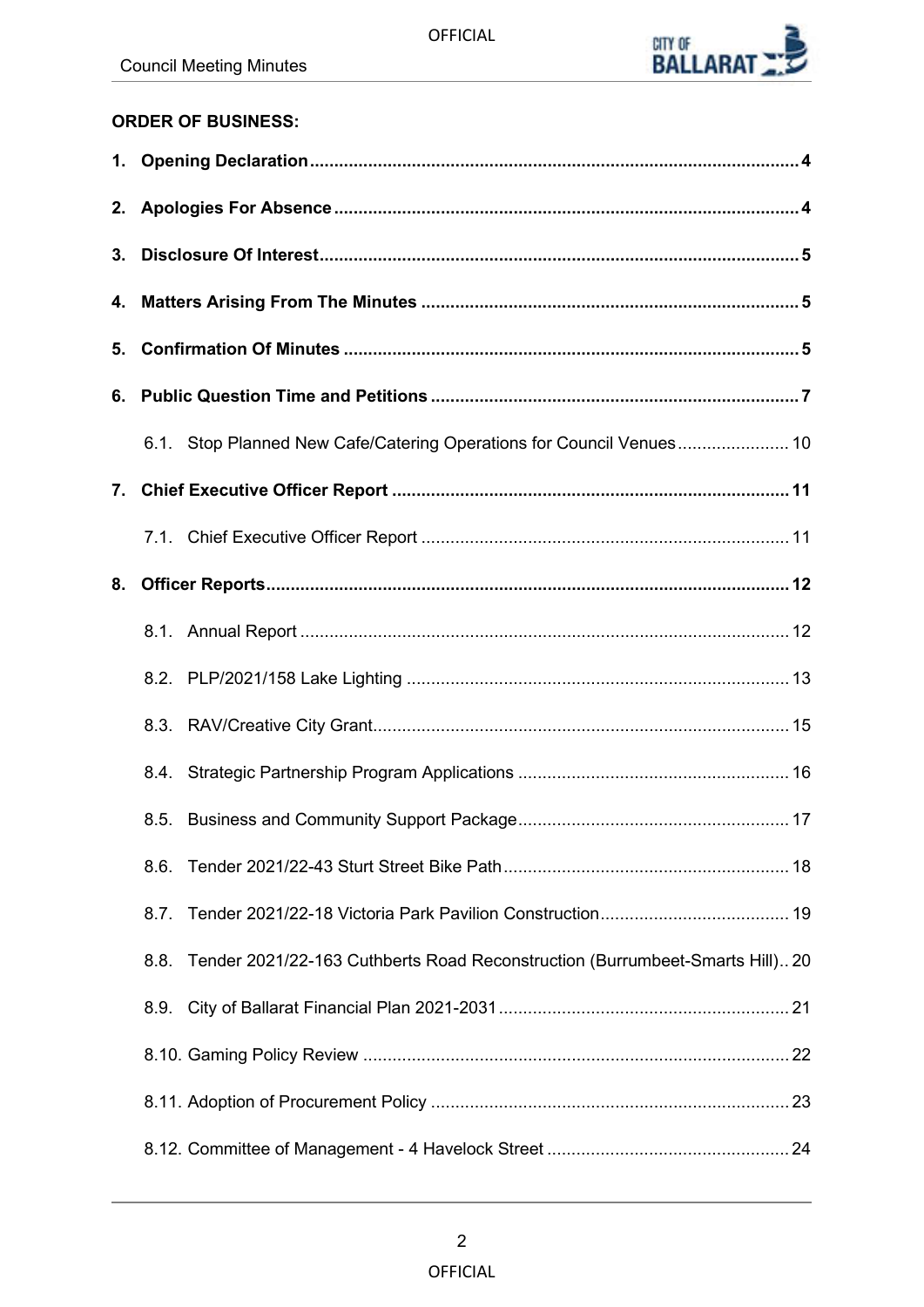**ORDER OF BUSINESS:**

**1. Opening Declaration** .......... **4**

**2. Apologies For Absence** .......... **4**

**3. Disclosure Of Interest** .......... **5**

**4. Matters Arising From The Minutes** .......... **5**

**5. Confirmation Of Minutes** .......... **5**

**6. Public Question Time and Petitions** .......... **7**

6.1. Stop Planned New Cafe/Catering Operations for Council Venues .......... 10

**7. Chief Executive Officer Report** .......... **11**

7.1. Chief Executive Officer Report .......... 11

**8. Officer Reports** .......... **12**

8.1. Annual Report .......... 12

8.2. PLP/2021/158 Lake Lighting .......... 13

8.3. RAV/Creative City Grant .......... 15

8.4. Strategic Partnership Program Applications .......... 16

8.5. Business and Community Support Package .......... 17

8.6. Tender 2021/22-43 Sturt Street Bike Path .......... 18

8.7. Tender 2021/22-18 Victoria Park Pavilion Construction .......... 19

8.8. Tender 2021/22-163 Cuthberts Road Reconstruction (Burrumbeet-Smarts Hill) .......... 20

8.9. City of Ballarat Financial Plan 2021-2031 .......... 21

8.10. Gaming Policy Review .......... 22

8.11. Adoption of Procurement Policy .......... 23

8.12. Committee of Management - 4 Havelock Street .......... 24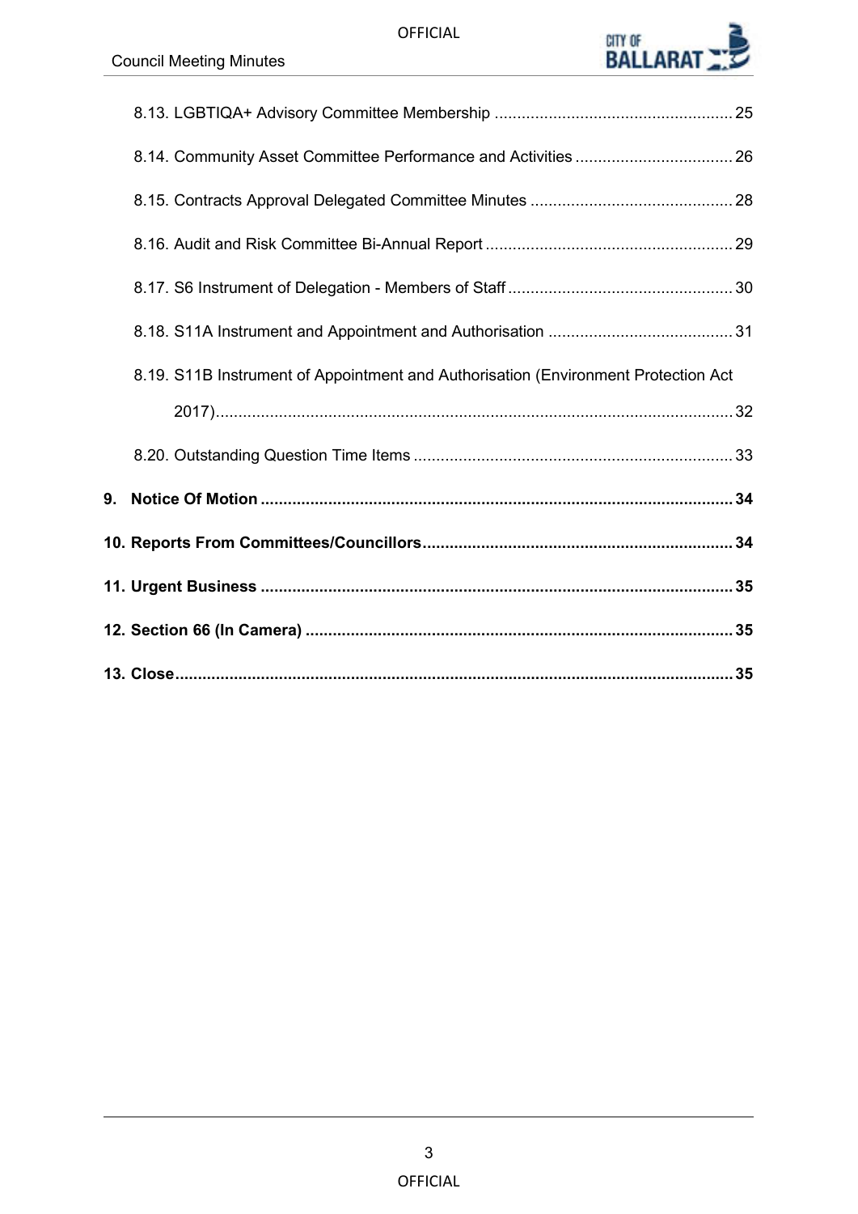8.13. LGBTIQA+ Advisory Committee Membership ..................................................... 25

8.14. Community Asset Committee Performance and Activities ................................... 26

8.15. Contracts Approval Delegated Committee Minutes ............................................. 28

8.16. Audit and Risk Committee Bi-Annual Report ....................................................... 29

8.17. S6 Instrument of Delegation - Members of Staff .................................................. 30

8.18. S11A Instrument and Appointment and Authorisation .......................................... 31

8.19. S11B Instrument of Appointment and Authorisation (Environment Protection Act 2017)................................................................................................................... 32

8.20. Outstanding Question Time Items ....................................................................... 33

**9. Notice Of Motion ........................................................................................................ 34**

**10. Reports From Committees/Councillors..................................................................... 34**

**11. Urgent Business ........................................................................................................ 35**

**12. Section 66 (In Camera) .............................................................................................. 35**

**13. Close........................................................................................................................... 35**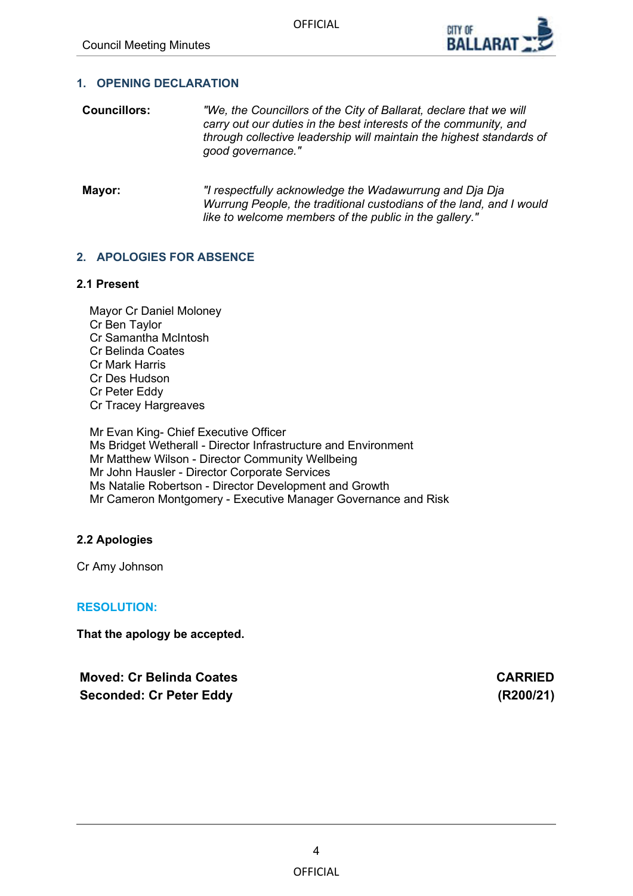## 1. OPENING DECLARATION

**Councillors:** *"We, the Councillors of the City of Ballarat, declare that we will carry out our duties in the best interests of the community, and through collective leadership will maintain the highest standards of good governance."*

**Mayor:** *"I respectfully acknowledge the Wadawurrung and Dja Dja Wurrung People, the traditional custodians of the land, and I would like to welcome members of the public in the gallery."*

## 2. APOLOGIES FOR ABSENCE

### 2.1 Present

Mayor Cr Daniel Moloney
Cr Ben Taylor
Cr Samantha McIntosh
Cr Belinda Coates
Cr Mark Harris
Cr Des Hudson
Cr Peter Eddy
Cr Tracey Hargreaves

Mr Evan King- Chief Executive Officer
Ms Bridget Wetherall - Director Infrastructure and Environment
Mr Matthew Wilson - Director Community Wellbeing
Mr John Hausler - Director Corporate Services
Ms Natalie Robertson - Director Development and Growth
Mr Cameron Montgomery - Executive Manager Governance and Risk

### 2.2 Apologies

Cr Amy Johnson

**RESOLUTION:**

**That the apology be accepted.**

**Moved: Cr Belinda Coates** **CARRIED**
**Seconded: Cr Peter Eddy** **(R200/21)**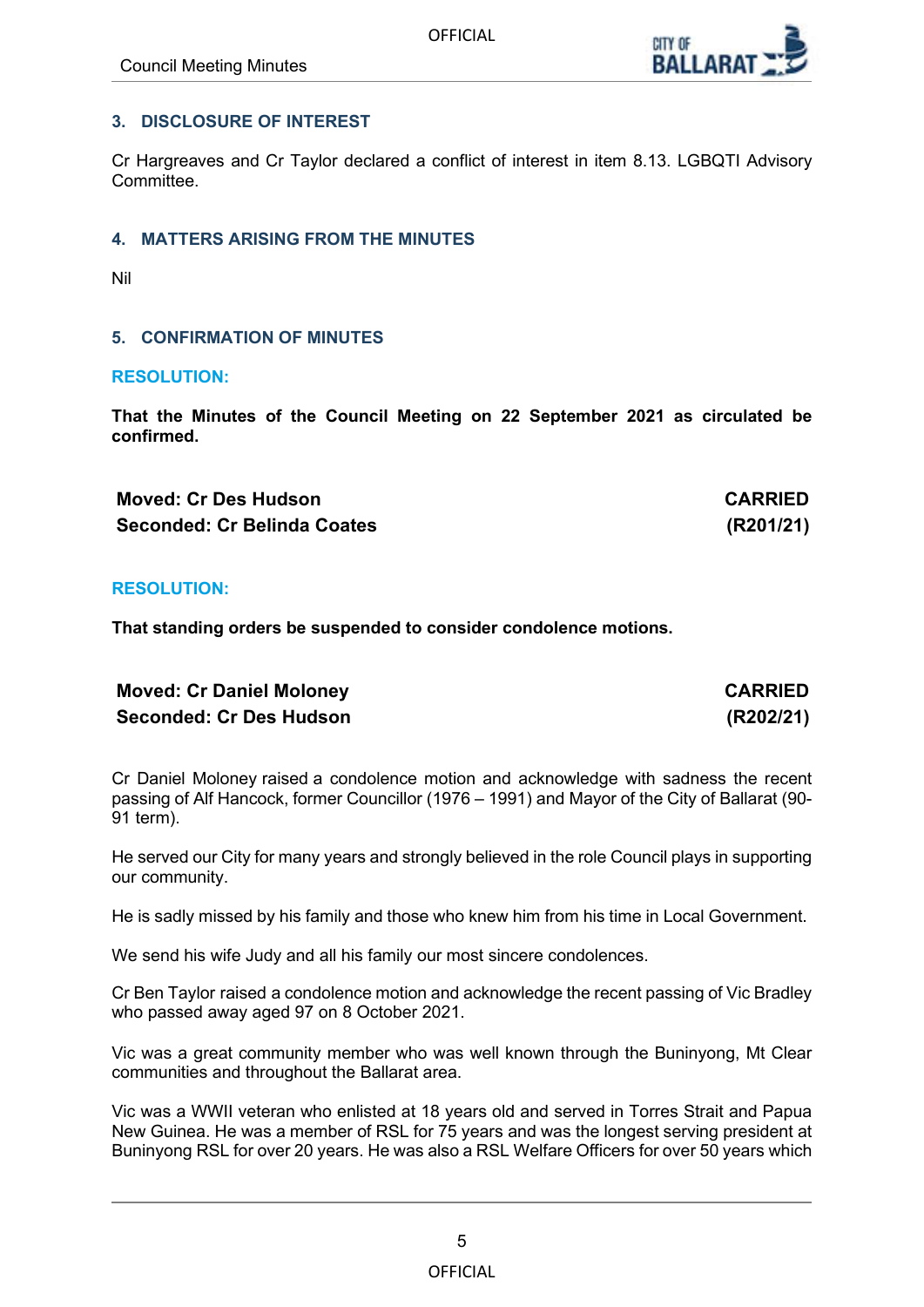## 3. DISCLOSURE OF INTEREST

Cr Hargreaves and Cr Taylor declared a conflict of interest in item 8.13. LGBQTI Advisory Committee.

## 4. MATTERS ARISING FROM THE MINUTES

Nil

## 5. CONFIRMATION OF MINUTES

### RESOLUTION:

**That the Minutes of the Council Meeting on 22 September 2021 as circulated be confirmed.**

| | |
|---|---|
| **Moved: Cr Des Hudson** | **CARRIED** |
| **Seconded: Cr Belinda Coates** | **(R201/21)** |

### RESOLUTION:

**That standing orders be suspended to consider condolence motions.**

| | |
|---|---|
| **Moved: Cr Daniel Moloney** | **CARRIED** |
| **Seconded: Cr Des Hudson** | **(R202/21)** |

Cr Daniel Moloney raised a condolence motion and acknowledge with sadness the recent passing of Alf Hancock, former Councillor (1976 – 1991) and Mayor of the City of Ballarat (90-91 term).

He served our City for many years and strongly believed in the role Council plays in supporting our community.

He is sadly missed by his family and those who knew him from his time in Local Government.

We send his wife Judy and all his family our most sincere condolences.

Cr Ben Taylor raised a condolence motion and acknowledge the recent passing of Vic Bradley who passed away aged 97 on 8 October 2021.

Vic was a great community member who was well known through the Buninyong, Mt Clear communities and throughout the Ballarat area.

Vic was a WWII veteran who enlisted at 18 years old and served in Torres Strait and Papua New Guinea. He was a member of RSL for 75 years and was the longest serving president at Buninyong RSL for over 20 years. He was also a RSL Welfare Officers for over 50 years which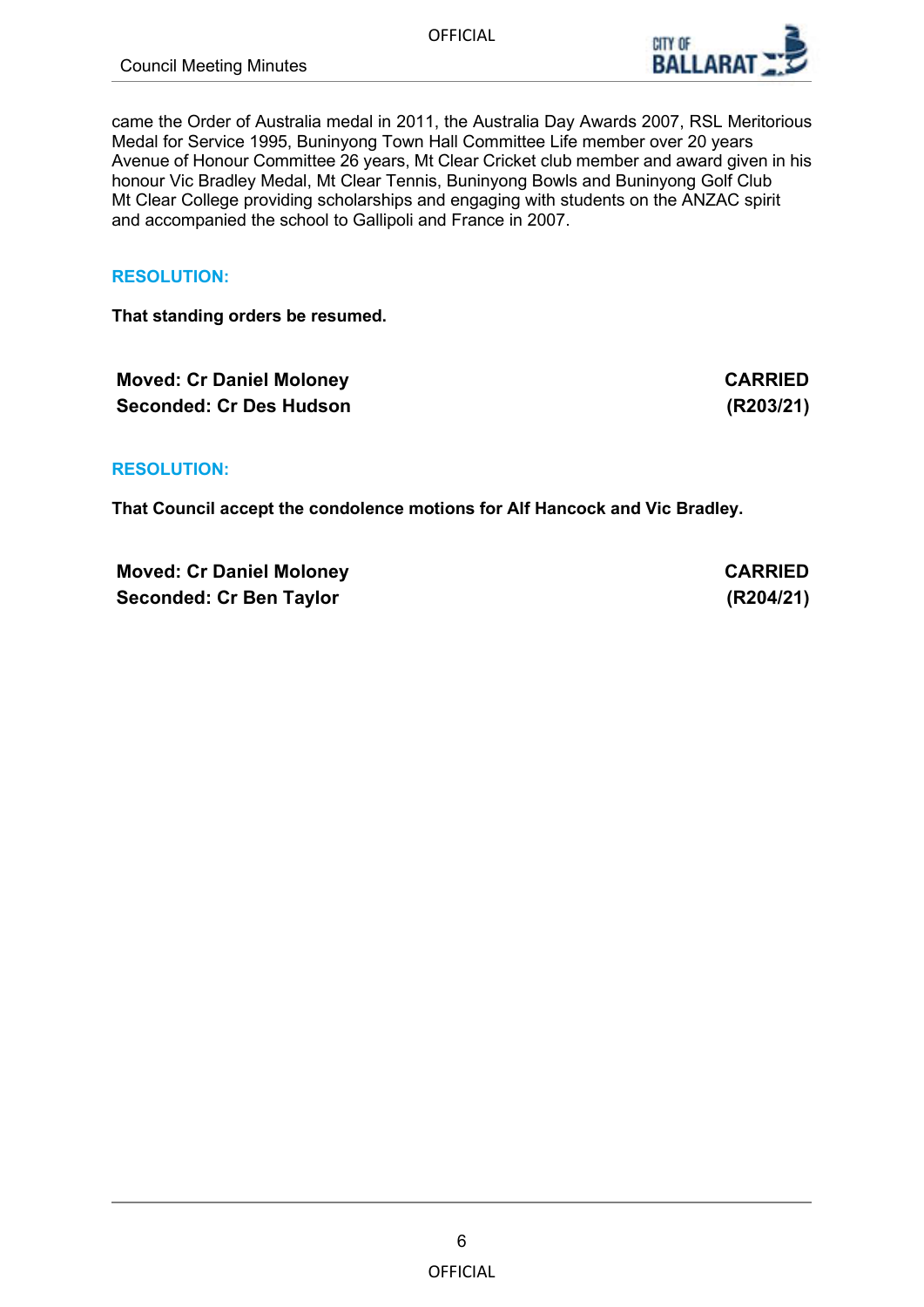came the Order of Australia medal in 2011, the Australia Day Awards 2007, RSL Meritorious Medal for Service 1995, Buninyong Town Hall Committee Life member over 20 years Avenue of Honour Committee 26 years, Mt Clear Cricket club member and award given in his honour Vic Bradley Medal, Mt Clear Tennis, Buninyong Bowls and Buninyong Golf Club Mt Clear College providing scholarships and engaging with students on the ANZAC spirit and accompanied the school to Gallipoli and France in 2007.

**RESOLUTION:**

**That standing orders be resumed.**

| | |
|---|---|
| **Moved: Cr Daniel Moloney** | **CARRIED** |
| **Seconded: Cr Des Hudson** | **(R203/21)** |

**RESOLUTION:**

**That Council accept the condolence motions for Alf Hancock and Vic Bradley.**

| | |
|---|---|
| **Moved: Cr Daniel Moloney** | **CARRIED** |
| **Seconded: Cr Ben Taylor** | **(R204/21)** |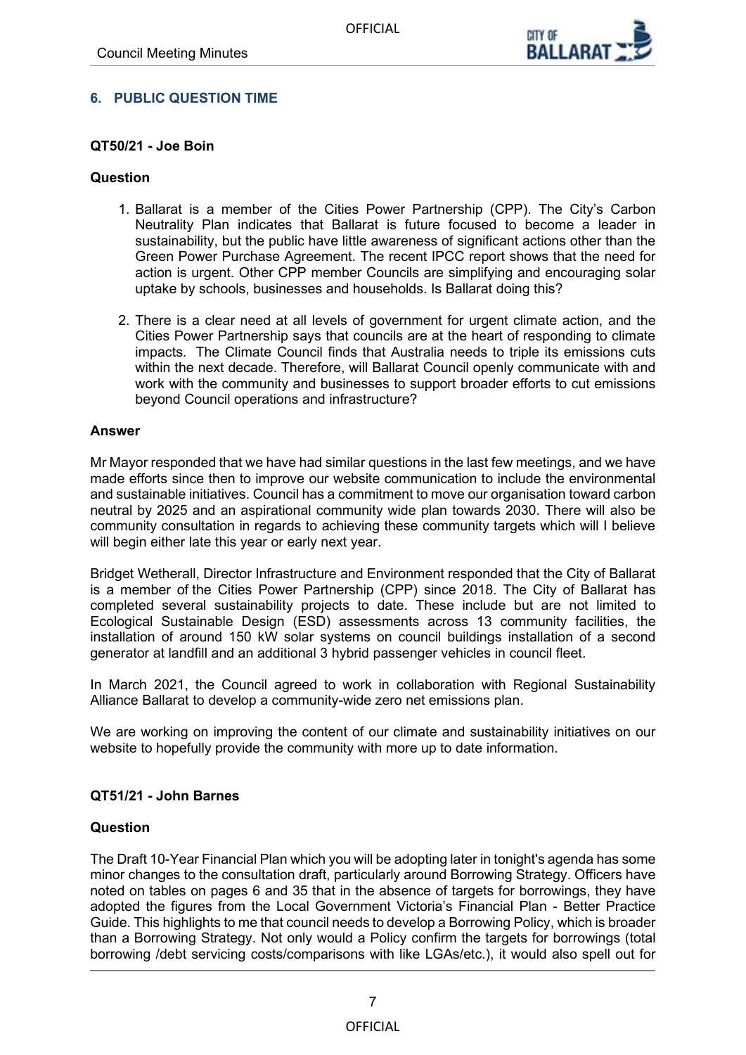## 6. PUBLIC QUESTION TIME

### QT50/21 - Joe Boin

**Question**

1. Ballarat is a member of the Cities Power Partnership (CPP). The City's Carbon Neutrality Plan indicates that Ballarat is future focused to become a leader in sustainability, but the public have little awareness of significant actions other than the Green Power Purchase Agreement. The recent IPCC report shows that the need for action is urgent. Other CPP member Councils are simplifying and encouraging solar uptake by schools, businesses and households. Is Ballarat doing this?

2. There is a clear need at all levels of government for urgent climate action, and the Cities Power Partnership says that councils are at the heart of responding to climate impacts. The Climate Council finds that Australia needs to triple its emissions cuts within the next decade. Therefore, will Ballarat Council openly communicate with and work with the community and businesses to support broader efforts to cut emissions beyond Council operations and infrastructure?

**Answer**

Mr Mayor responded that we have had similar questions in the last few meetings, and we have made efforts since then to improve our website communication to include the environmental and sustainable initiatives. Council has a commitment to move our organisation toward carbon neutral by 2025 and an aspirational community wide plan towards 2030. There will also be community consultation in regards to achieving these community targets which will I believe will begin either late this year or early next year.

Bridget Wetherall, Director Infrastructure and Environment responded that the City of Ballarat is a member of the Cities Power Partnership (CPP) since 2018. The City of Ballarat has completed several sustainability projects to date. These include but are not limited to Ecological Sustainable Design (ESD) assessments across 13 community facilities, the installation of around 150 kW solar systems on council buildings installation of a second generator at landfill and an additional 3 hybrid passenger vehicles in council fleet.

In March 2021, the Council agreed to work in collaboration with Regional Sustainability Alliance Ballarat to develop a community-wide zero net emissions plan.

We are working on improving the content of our climate and sustainability initiatives on our website to hopefully provide the community with more up to date information.

### QT51/21 - John Barnes

**Question**

The Draft 10-Year Financial Plan which you will be adopting later in tonight's agenda has some minor changes to the consultation draft, particularly around Borrowing Strategy. Officers have noted on tables on pages 6 and 35 that in the absence of targets for borrowings, they have adopted the figures from the Local Government Victoria's Financial Plan - Better Practice Guide. This highlights to me that council needs to develop a Borrowing Policy, which is broader than a Borrowing Strategy. Not only would a Policy confirm the targets for borrowings (total borrowing /debt servicing costs/comparisons with like LGAs/etc.), it would also spell out for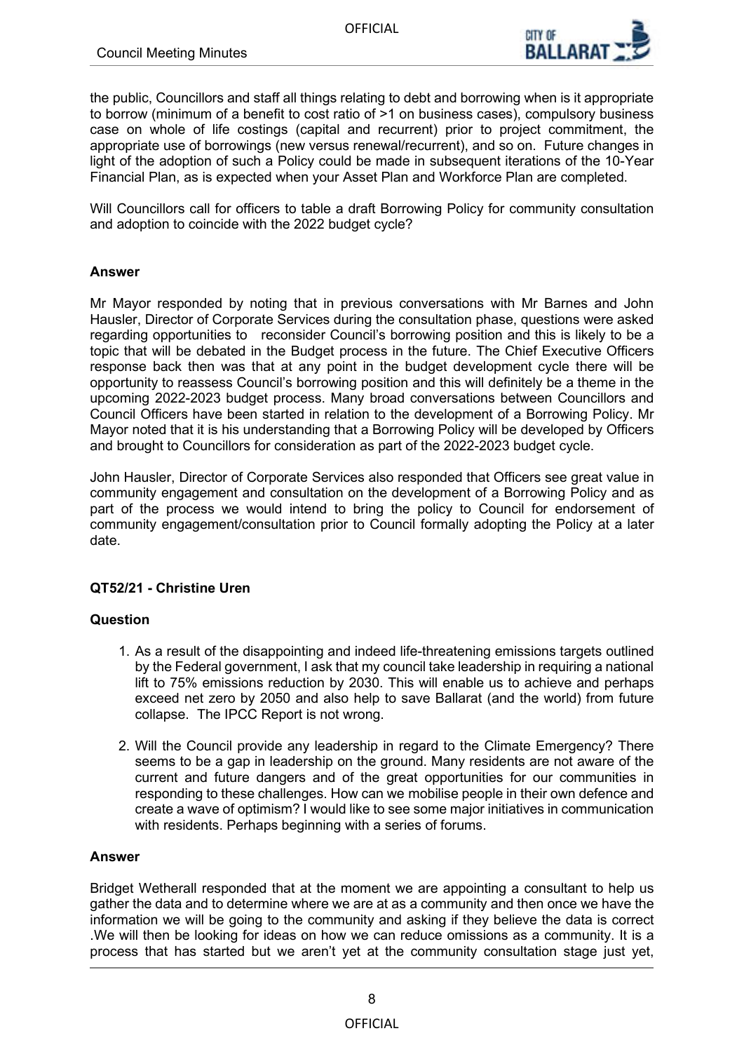the public, Councillors and staff all things relating to debt and borrowing when is it appropriate to borrow (minimum of a benefit to cost ratio of >1 on business cases), compulsory business case on whole of life costings (capital and recurrent) prior to project commitment, the appropriate use of borrowings (new versus renewal/recurrent), and so on. Future changes in light of the adoption of such a Policy could be made in subsequent iterations of the 10-Year Financial Plan, as is expected when your Asset Plan and Workforce Plan are completed.

Will Councillors call for officers to table a draft Borrowing Policy for community consultation and adoption to coincide with the 2022 budget cycle?

**Answer**

Mr Mayor responded by noting that in previous conversations with Mr Barnes and John Hausler, Director of Corporate Services during the consultation phase, questions were asked regarding opportunities to reconsider Council's borrowing position and this is likely to be a topic that will be debated in the Budget process in the future. The Chief Executive Officers response back then was that at any point in the budget development cycle there will be opportunity to reassess Council's borrowing position and this will definitely be a theme in the upcoming 2022-2023 budget process. Many broad conversations between Councillors and Council Officers have been started in relation to the development of a Borrowing Policy. Mr Mayor noted that it is his understanding that a Borrowing Policy will be developed by Officers and brought to Councillors for consideration as part of the 2022-2023 budget cycle.

John Hausler, Director of Corporate Services also responded that Officers see great value in community engagement and consultation on the development of a Borrowing Policy and as part of the process we would intend to bring the policy to Council for endorsement of community engagement/consultation prior to Council formally adopting the Policy at a later date.

**QT52/21 - Christine Uren**

**Question**

1. As a result of the disappointing and indeed life-threatening emissions targets outlined by the Federal government, I ask that my council take leadership in requiring a national lift to 75% emissions reduction by 2030. This will enable us to achieve and perhaps exceed net zero by 2050 and also help to save Ballarat (and the world) from future collapse. The IPCC Report is not wrong.

2. Will the Council provide any leadership in regard to the Climate Emergency? There seems to be a gap in leadership on the ground. Many residents are not aware of the current and future dangers and of the great opportunities for our communities in responding to these challenges. How can we mobilise people in their own defence and create a wave of optimism? I would like to see some major initiatives in communication with residents. Perhaps beginning with a series of forums.

**Answer**

Bridget Wetherall responded that at the moment we are appointing a consultant to help us gather the data and to determine where we are at as a community and then once we have the information we will be going to the community and asking if they believe the data is correct .We will then be looking for ideas on how we can reduce omissions as a community. It is a process that has started but we aren't yet at the community consultation stage just yet,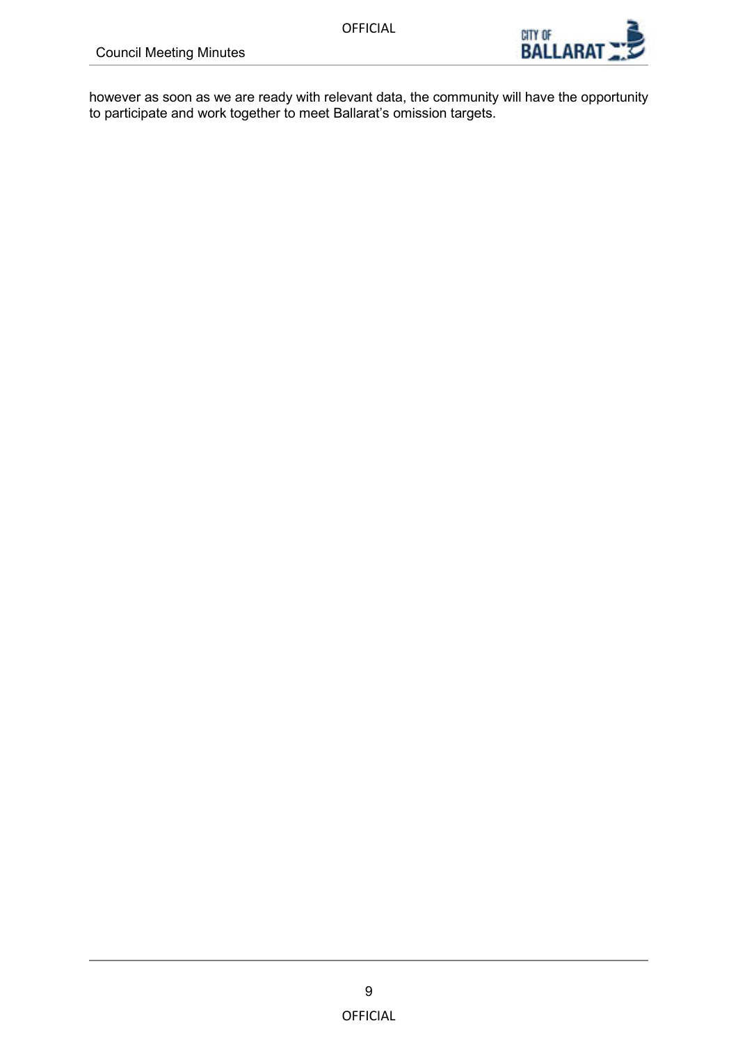however as soon as we are ready with relevant data, the community will have the opportunity to participate and work together to meet Ballarat's omission targets.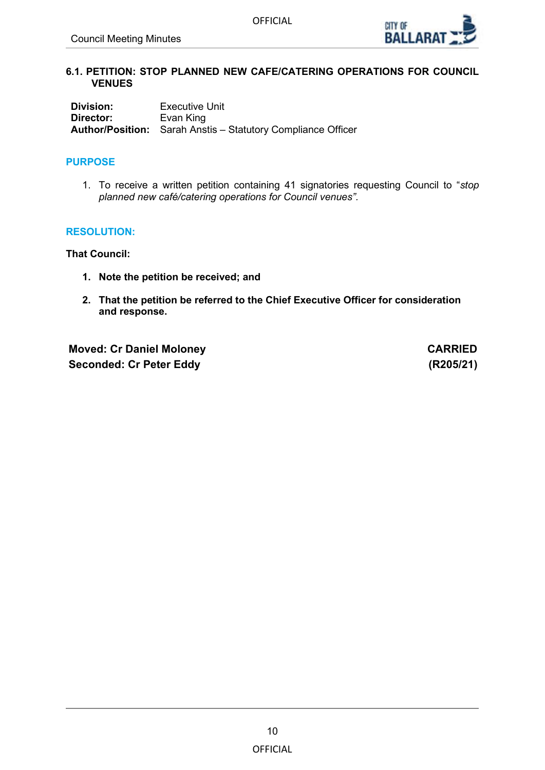## 6.1. PETITION: STOP PLANNED NEW CAFE/CATERING OPERATIONS FOR COUNCIL VENUES

**Division:** Executive Unit
**Director:** Evan King
**Author/Position:** Sarah Anstis – Statutory Compliance Officer

### PURPOSE

1. To receive a written petition containing 41 signatories requesting Council to "*stop planned new café/catering operations for Council venues*".

### RESOLUTION:

**That Council:**

1. **Note the petition be received; and**

2. **That the petition be referred to the Chief Executive Officer for consideration and response.**

| | |
|---|---|
| **Moved: Cr Daniel Moloney** | **CARRIED** |
| **Seconded: Cr Peter Eddy** | **(R205/21)** |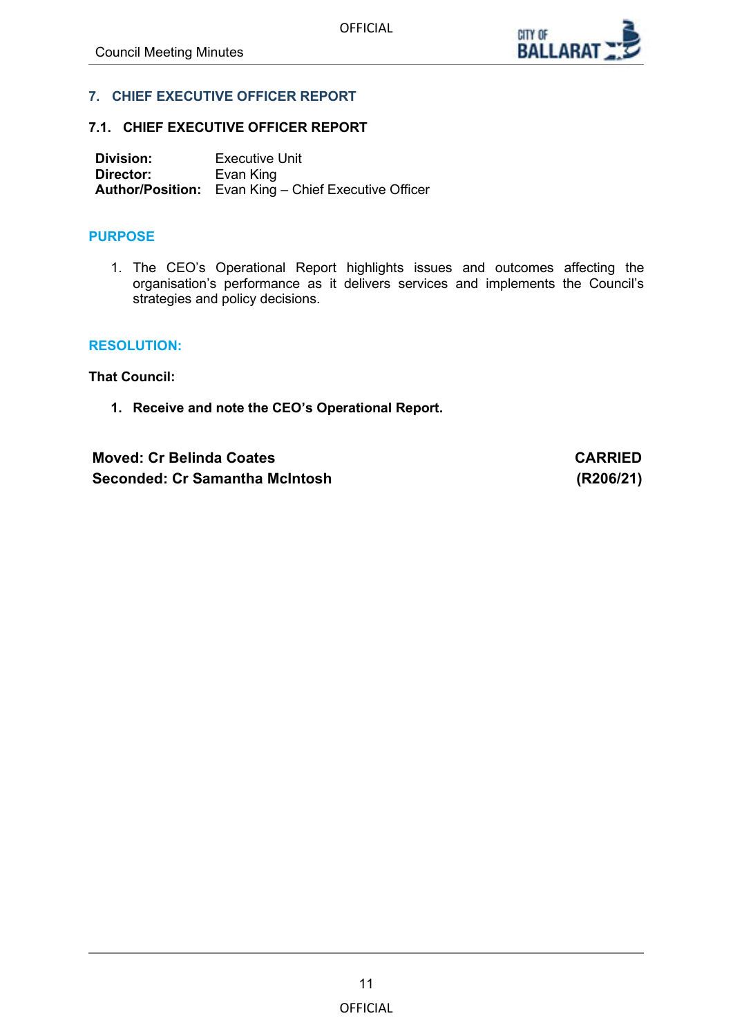## 7. CHIEF EXECUTIVE OFFICER REPORT

### 7.1. CHIEF EXECUTIVE OFFICER REPORT

**Division:** Executive Unit
**Director:** Evan King
**Author/Position:** Evan King – Chief Executive Officer

#### PURPOSE

1. The CEO's Operational Report highlights issues and outcomes affecting the organisation's performance as it delivers services and implements the Council's strategies and policy decisions.

#### RESOLUTION:

**That Council:**

1. **Receive and note the CEO's Operational Report.**

**Moved: Cr Belinda Coates** **CARRIED**
**Seconded: Cr Samantha McIntosh** **(R206/21)**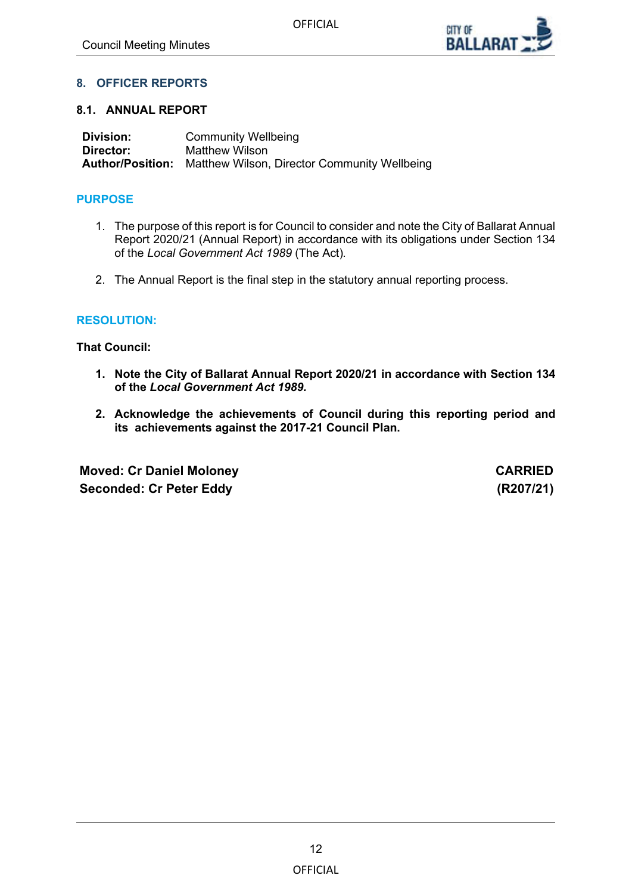## 8. OFFICER REPORTS

### 8.1. ANNUAL REPORT

**Division:** Community Wellbeing
**Director:** Matthew Wilson
**Author/Position:** Matthew Wilson, Director Community Wellbeing

#### PURPOSE

1. The purpose of this report is for Council to consider and note the City of Ballarat Annual Report 2020/21 (Annual Report) in accordance with its obligations under Section 134 of the *Local Government Act 1989* (The Act).

2. The Annual Report is the final step in the statutory annual reporting process.

#### RESOLUTION:

**That Council:**

1. **Note the City of Ballarat Annual Report 2020/21 in accordance with Section 134 of the *Local Government Act 1989.***

2. **Acknowledge the achievements of Council during this reporting period and its achievements against the 2017-21 Council Plan.**

**Moved: Cr Daniel Moloney** **CARRIED**
**Seconded: Cr Peter Eddy** **(R207/21)**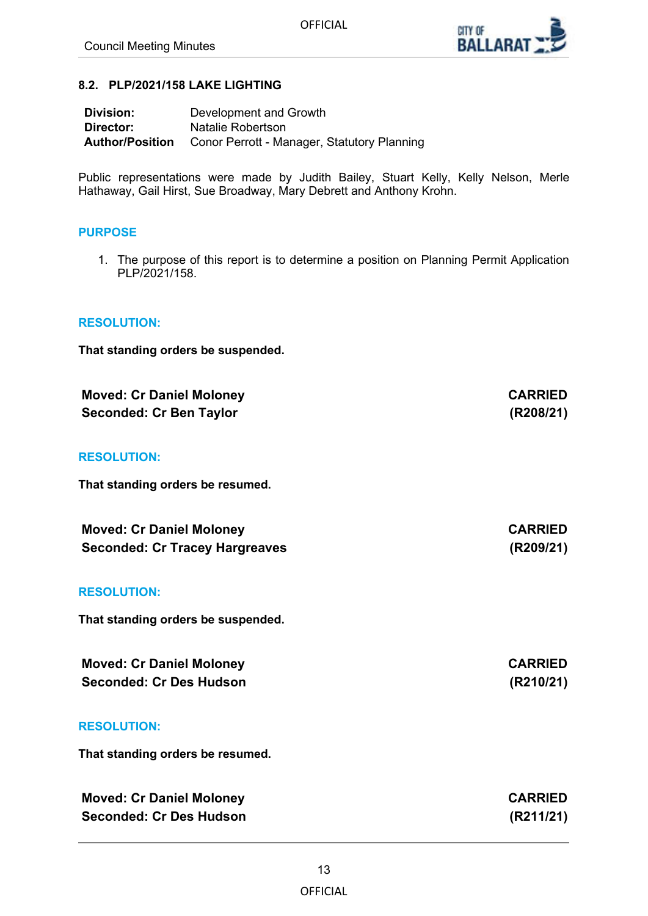## 8.2. PLP/2021/158 LAKE LIGHTING

| | |
|---|---|
| **Division:** | Development and Growth |
| **Director:** | Natalie Robertson |
| **Author/Position** | Conor Perrott - Manager, Statutory Planning |

Public representations were made by Judith Bailey, Stuart Kelly, Kelly Nelson, Merle Hathaway, Gail Hirst, Sue Broadway, Mary Debrett and Anthony Krohn.

### PURPOSE

1. The purpose of this report is to determine a position on Planning Permit Application PLP/2021/158.

### RESOLUTION:

**That standing orders be suspended.**

| | |
|---|---|
| **Moved: Cr Daniel Moloney** | **CARRIED** |
| **Seconded: Cr Ben Taylor** | **(R208/21)** |

### RESOLUTION:

**That standing orders be resumed.**

| | |
|---|---|
| **Moved: Cr Daniel Moloney** | **CARRIED** |
| **Seconded: Cr Tracey Hargreaves** | **(R209/21)** |

### RESOLUTION:

**That standing orders be suspended.**

| | |
|---|---|
| **Moved: Cr Daniel Moloney** | **CARRIED** |
| **Seconded: Cr Des Hudson** | **(R210/21)** |

### RESOLUTION:

**That standing orders be resumed.**

| | |
|---|---|
| **Moved: Cr Daniel Moloney** | **CARRIED** |
| **Seconded: Cr Des Hudson** | **(R211/21)** |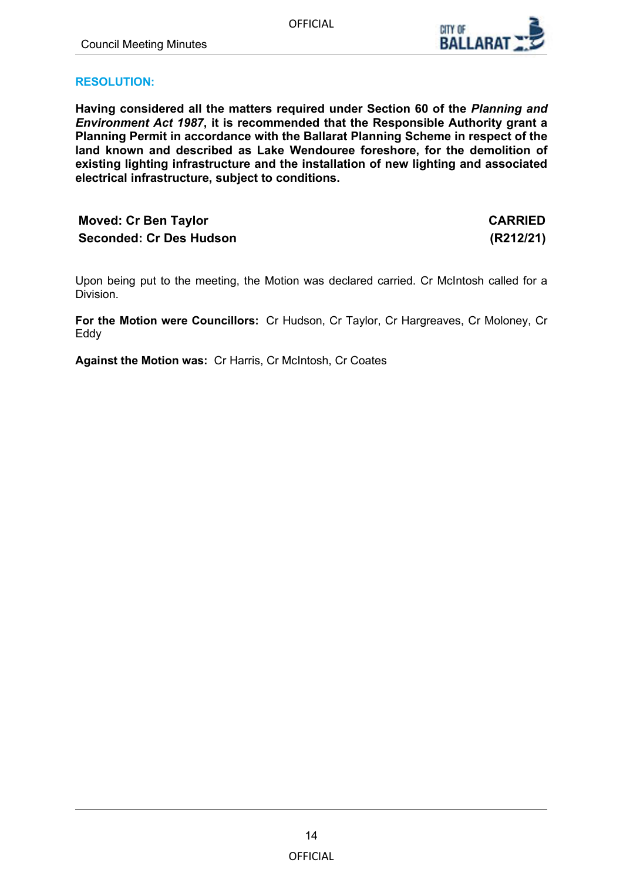**RESOLUTION:**

**Having considered all the matters required under Section 60 of the *Planning and Environment Act 1987*, it is recommended that the Responsible Authority grant a Planning Permit in accordance with the Ballarat Planning Scheme in respect of the land known and described as Lake Wendouree foreshore, for the demolition of existing lighting infrastructure and the installation of new lighting and associated electrical infrastructure, subject to conditions.**

| | |
|---|---|
| **Moved: Cr Ben Taylor** | **CARRIED** |
| **Seconded: Cr Des Hudson** | **(R212/21)** |

Upon being put to the meeting, the Motion was declared carried. Cr McIntosh called for a Division.

**For the Motion were Councillors:** Cr Hudson, Cr Taylor, Cr Hargreaves, Cr Moloney, Cr Eddy

**Against the Motion was:** Cr Harris, Cr McIntosh, Cr Coates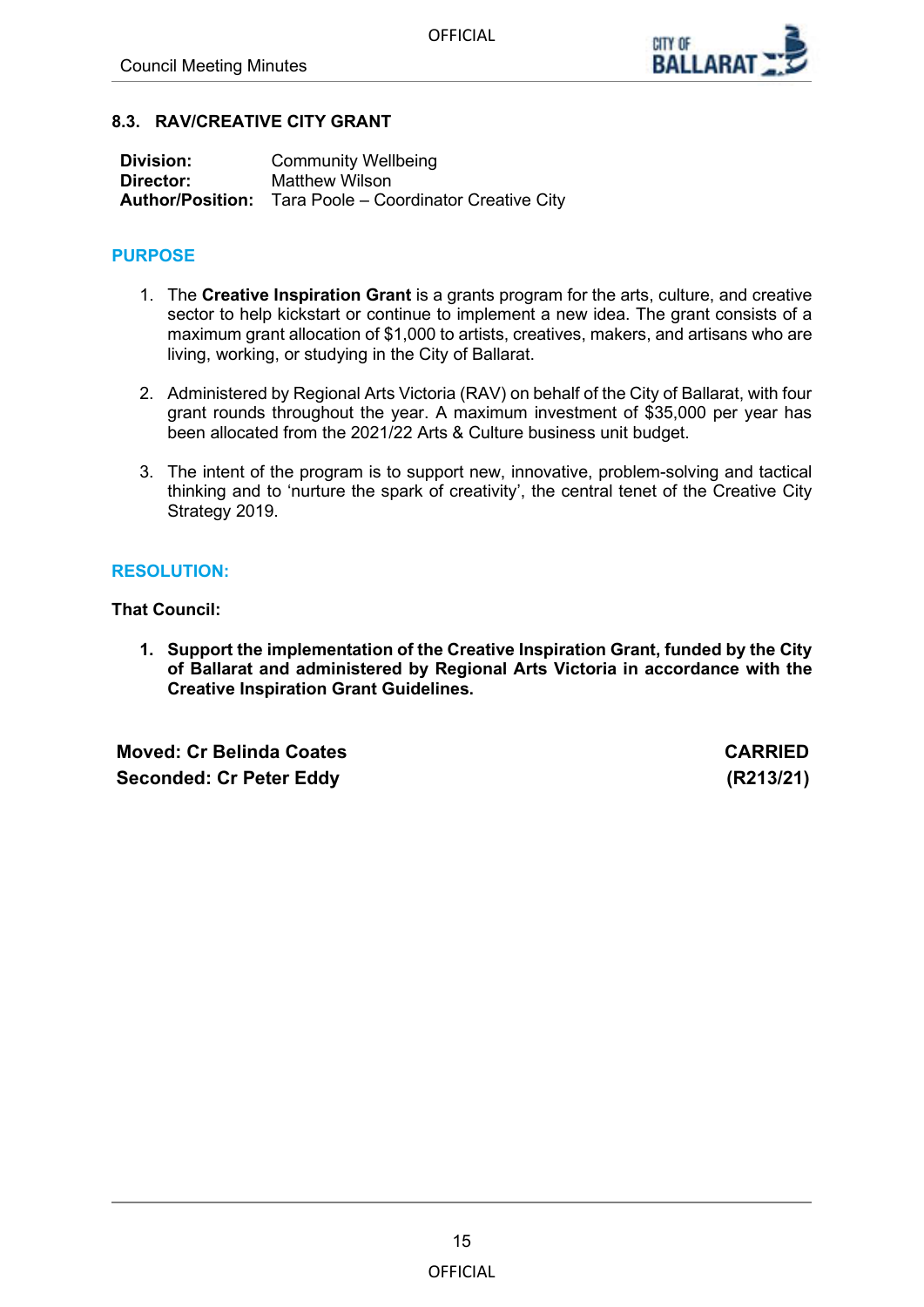## 8.3. RAV/CREATIVE CITY GRANT

**Division:** Community Wellbeing
**Director:** Matthew Wilson
**Author/Position:** Tara Poole – Coordinator Creative City

### PURPOSE

1. The **Creative Inspiration Grant** is a grants program for the arts, culture, and creative sector to help kickstart or continue to implement a new idea. The grant consists of a maximum grant allocation of $1,000 to artists, creatives, makers, and artisans who are living, working, or studying in the City of Ballarat.

2. Administered by Regional Arts Victoria (RAV) on behalf of the City of Ballarat, with four grant rounds throughout the year. A maximum investment of $35,000 per year has been allocated from the 2021/22 Arts & Culture business unit budget.

3. The intent of the program is to support new, innovative, problem-solving and tactical thinking and to 'nurture the spark of creativity', the central tenet of the Creative City Strategy 2019.

### RESOLUTION:

**That Council:**

1. **Support the implementation of the Creative Inspiration Grant, funded by the City of Ballarat and administered by Regional Arts Victoria in accordance with the Creative Inspiration Grant Guidelines.**

**Moved: Cr Belinda Coates** **CARRIED**
**Seconded: Cr Peter Eddy** **(R213/21)**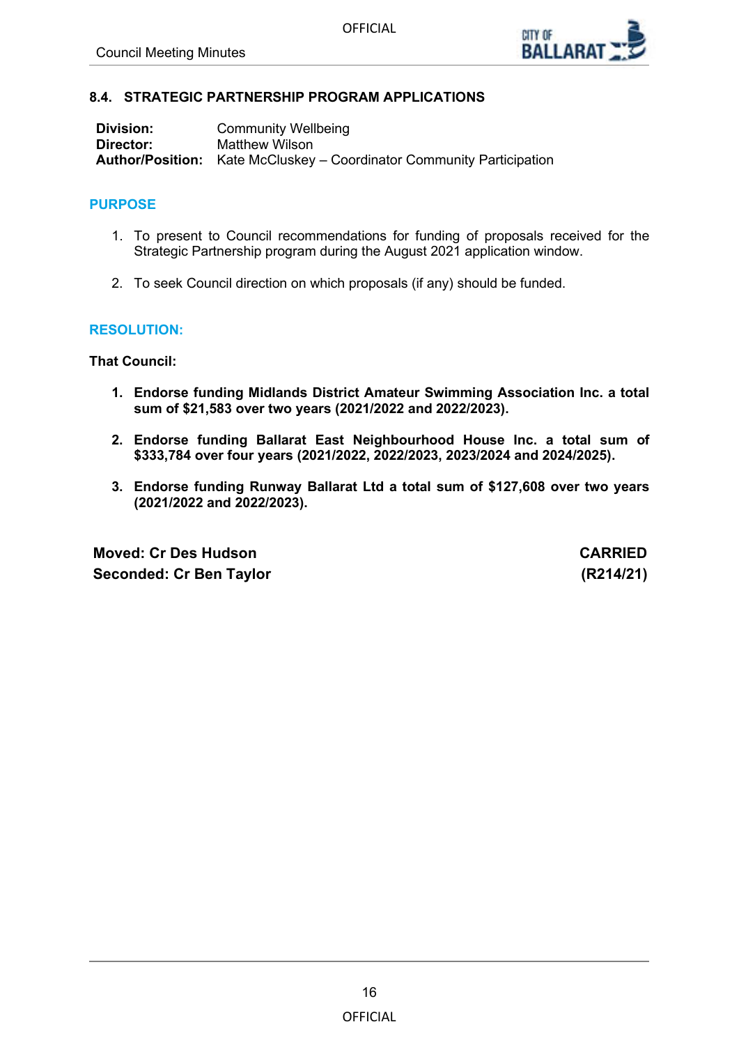## 8.4. STRATEGIC PARTNERSHIP PROGRAM APPLICATIONS

**Division:** Community Wellbeing
**Director:** Matthew Wilson
**Author/Position:** Kate McCluskey – Coordinator Community Participation

### PURPOSE

1. To present to Council recommendations for funding of proposals received for the Strategic Partnership program during the August 2021 application window.

2. To seek Council direction on which proposals (if any) should be funded.

### RESOLUTION:

**That Council:**

1. **Endorse funding Midlands District Amateur Swimming Association Inc. a total sum of $21,583 over two years (2021/2022 and 2022/2023).**

2. **Endorse funding Ballarat East Neighbourhood House Inc. a total sum of $333,784 over four years (2021/2022, 2022/2023, 2023/2024 and 2024/2025).**

3. **Endorse funding Runway Ballarat Ltd a total sum of $127,608 over two years (2021/2022 and 2022/2023).**

**Moved: Cr Des Hudson** — **CARRIED**
**Seconded: Cr Ben Taylor** — **(R214/21)**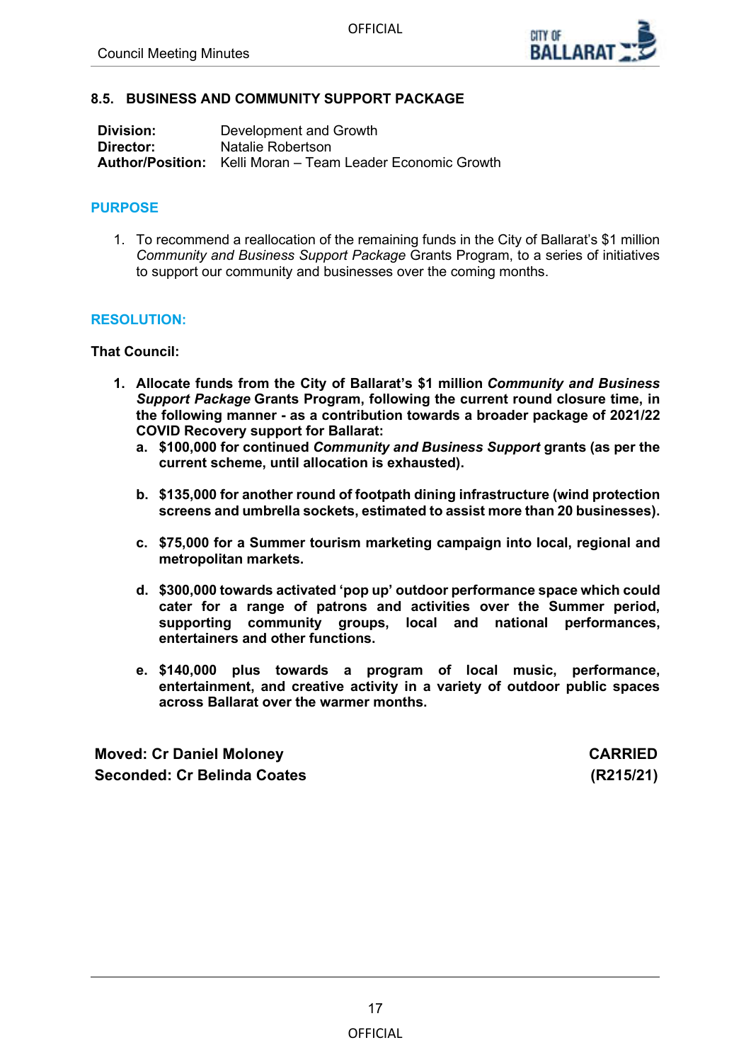## 8.5. BUSINESS AND COMMUNITY SUPPORT PACKAGE

**Division:** Development and Growth
**Director:** Natalie Robertson
**Author/Position:** Kelli Moran – Team Leader Economic Growth

### PURPOSE

1. To recommend a reallocation of the remaining funds in the City of Ballarat's $1 million *Community and Business Support Package* Grants Program, following the current round closure time, to a series of initiatives to support our community and businesses over the coming months.

### RESOLUTION:

**That Council:**

1. **Allocate funds from the City of Ballarat's $1 million *Community and Business Support Package* Grants Program, following the current round closure time, in the following manner - as a contribution towards a broader package of 2021/22 COVID Recovery support for Ballarat:**
   a. **$100,000 for continued *Community and Business Support* grants (as per the current scheme, until allocation is exhausted).**

   b. **$135,000 for another round of footpath dining infrastructure (wind protection screens and umbrella sockets, estimated to assist more than 20 businesses).**

   c. **$75,000 for a Summer tourism marketing campaign into local, regional and metropolitan markets.**

   d. **$300,000 towards activated 'pop up' outdoor performance space which could cater for a range of patrons and activities over the Summer period, supporting community groups, local and national performances, entertainers and other functions.**

   e. **$140,000 plus towards a program of local music, performance, entertainment, and creative activity in a variety of outdoor public spaces across Ballarat over the warmer months.**

**Moved: Cr Daniel Moloney** **CARRIED**
**Seconded: Cr Belinda Coates** **(R215/21)**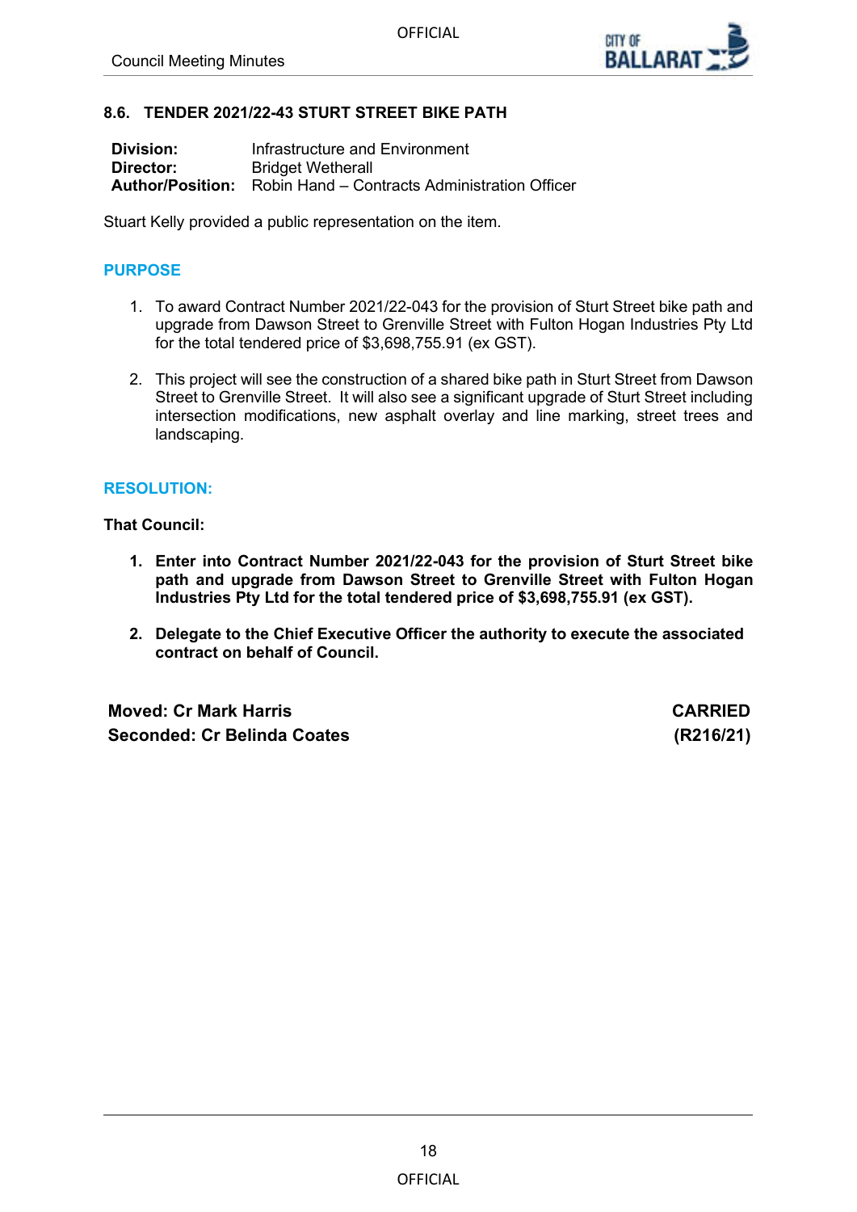## 8.6. TENDER 2021/22-43 STURT STREET BIKE PATH

**Division:** Infrastructure and Environment
**Director:** Bridget Wetherall
**Author/Position:** Robin Hand – Contracts Administration Officer

Stuart Kelly provided a public representation on the item.

### PURPOSE

1. To award Contract Number 2021/22-043 for the provision of Sturt Street bike path and upgrade from Dawson Street to Grenville Street with Fulton Hogan Industries Pty Ltd for the total tendered price of $3,698,755.91 (ex GST).

2. This project will see the construction of a shared bike path in Sturt Street from Dawson Street to Grenville Street. It will also see a significant upgrade of Sturt Street including intersection modifications, new asphalt overlay and line marking, street trees and landscaping.

### RESOLUTION:

**That Council:**

1. **Enter into Contract Number 2021/22-043 for the provision of Sturt Street bike path and upgrade from Dawson Street to Grenville Street with Fulton Hogan Industries Pty Ltd for the total tendered price of $3,698,755.91 (ex GST).**

2. **Delegate to the Chief Executive Officer the authority to execute the associated contract on behalf of Council.**

**Moved: Cr Mark Harris** **CARRIED**
**Seconded: Cr Belinda Coates** **(R216/21)**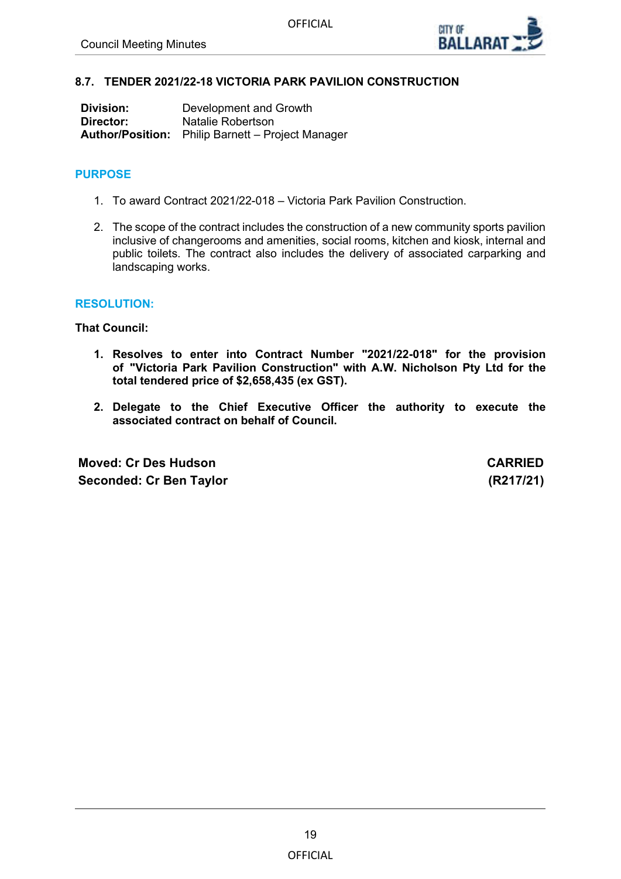## 8.7. TENDER 2021/22-18 VICTORIA PARK PAVILION CONSTRUCTION

**Division:** Development and Growth
**Director:** Natalie Robertson
**Author/Position:** Philip Barnett – Project Manager

### PURPOSE

1. To award Contract 2021/22-018 – Victoria Park Pavilion Construction.

2. The scope of the contract includes the construction of a new community sports pavilion inclusive of changerooms and amenities, social rooms, kitchen and kiosk, internal and public toilets. The contract also includes the delivery of associated carparking and landscaping works.

### RESOLUTION:

**That Council:**

1. **Resolves to enter into Contract Number "2021/22-018" for the provision of "Victoria Park Pavilion Construction" with A.W. Nicholson Pty Ltd for the total tendered price of $2,658,435 (ex GST).**

2. **Delegate to the Chief Executive Officer the authority to execute the associated contract on behalf of Council.**

**Moved: Cr Des Hudson** **CARRIED**
**Seconded: Cr Ben Taylor** **(R217/21)**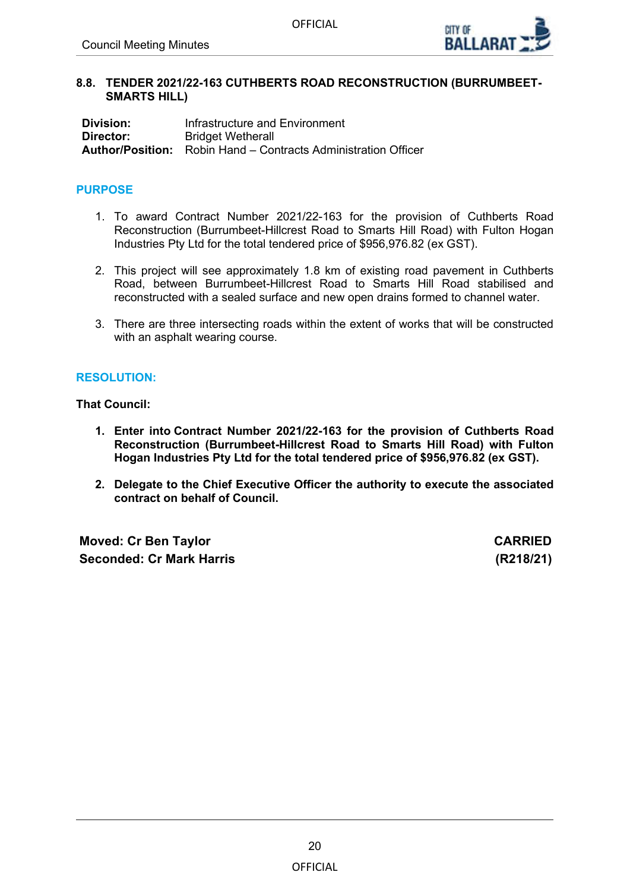## 8.8. TENDER 2021/22-163 CUTHBERTS ROAD RECONSTRUCTION (BURRUMBEET-SMARTS HILL)

**Division:** Infrastructure and Environment
**Director:** Bridget Wetherall
**Author/Position:** Robin Hand – Contracts Administration Officer

### PURPOSE

1. To award Contract Number 2021/22-163 for the provision of Cuthberts Road Reconstruction (Burrumbeet-Hillcrest Road to Smarts Hill Road) with Fulton Hogan Industries Pty Ltd for the total tendered price of $956,976.82 (ex GST).

2. This project will see approximately 1.8 km of existing road pavement in Cuthberts Road, between Burrumbeet-Hillcrest Road to Smarts Hill Road stabilised and reconstructed with a sealed surface and new open drains formed to channel water.

3. There are three intersecting roads within the extent of works that will be constructed with an asphalt wearing course.

### RESOLUTION:

**That Council:**

1. **Enter into Contract Number 2021/22-163 for the provision of Cuthberts Road Reconstruction (Burrumbeet-Hillcrest Road to Smarts Hill Road) with Fulton Hogan Industries Pty Ltd for the total tendered price of $956,976.82 (ex GST).**

2. **Delegate to the Chief Executive Officer the authority to execute the associated contract on behalf of Council.**

**Moved: Cr Ben Taylor** **CARRIED**
**Seconded: Cr Mark Harris** **(R218/21)**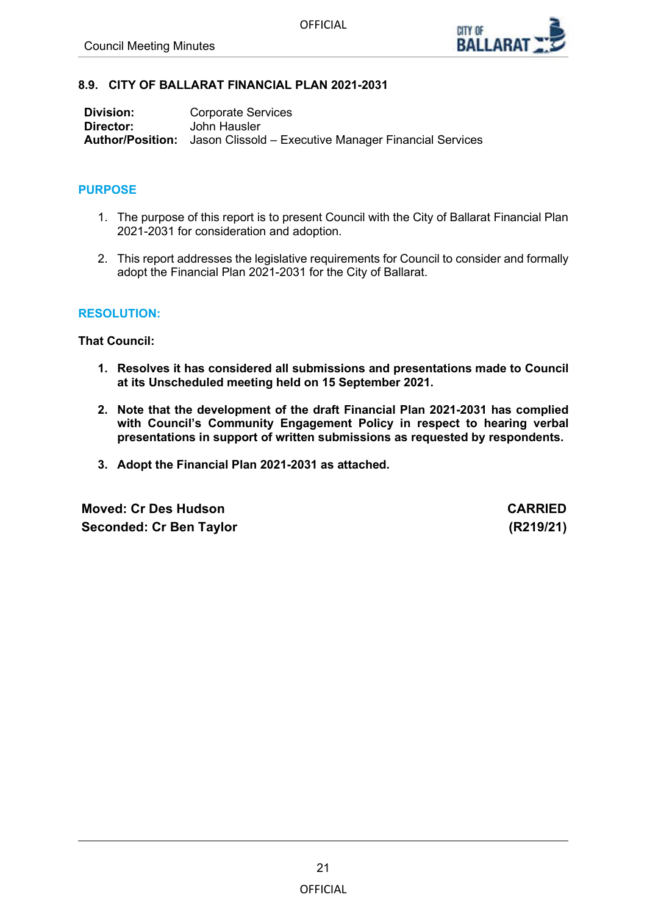## 8.9. CITY OF BALLARAT FINANCIAL PLAN 2021-2031

**Division:** Corporate Services
**Director:** John Hausler
**Author/Position:** Jason Clissold – Executive Manager Financial Services

### PURPOSE

1. The purpose of this report is to present Council with the City of Ballarat Financial Plan 2021-2031 for consideration and adoption.

2. This report addresses the legislative requirements for Council to consider and formally adopt the Financial Plan 2021-2031 for the City of Ballarat.

### RESOLUTION:

**That Council:**

1. **Resolves it has considered all submissions and presentations made to Council at its Unscheduled meeting held on 15 September 2021.**

2. **Note that the development of the draft Financial Plan 2021-2031 has complied with Council's Community Engagement Policy in respect to hearing verbal presentations in support of written submissions as requested by respondents.**

3. **Adopt the Financial Plan 2021-2031 as attached.**

**Moved: Cr Des Hudson** **CARRIED**
**Seconded: Cr Ben Taylor** **(R219/21)**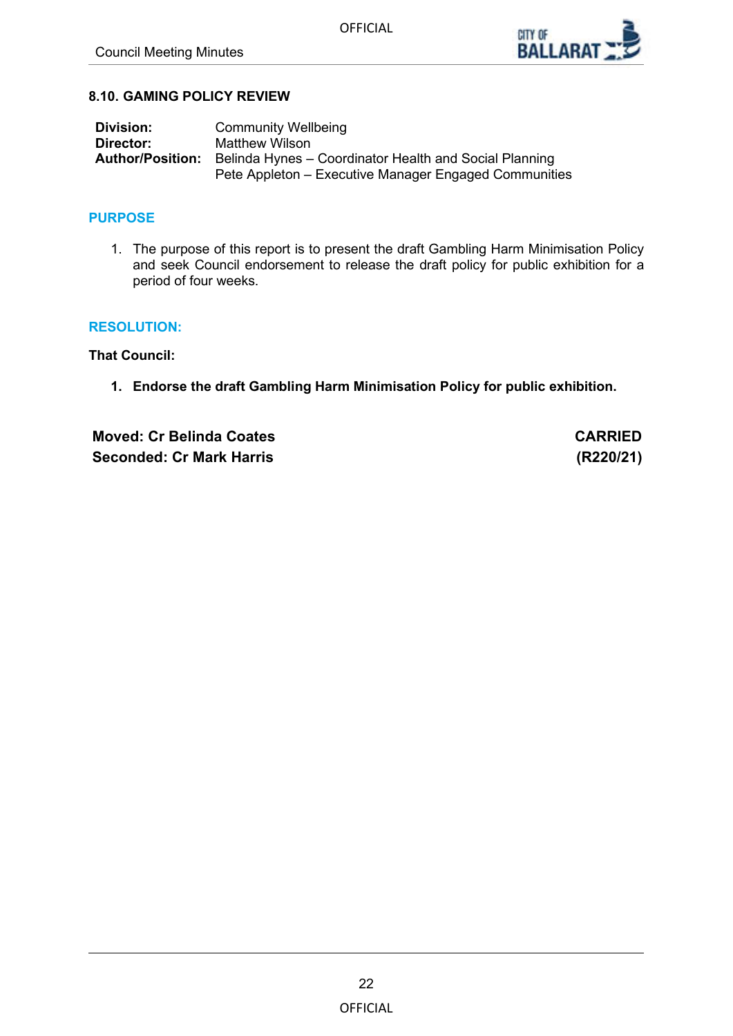### 8.10. GAMING POLICY REVIEW

| | |
|---|---|
| **Division:** | Community Wellbeing |
| **Director:** | Matthew Wilson |
| **Author/Position:** | Belinda Hynes – Coordinator Health and Social Planning<br>Pete Appleton – Executive Manager Engaged Communities |

#### PURPOSE

1. The purpose of this report is to present the draft Gambling Harm Minimisation Policy and seek Council endorsement to release the draft policy for public exhibition for a period of four weeks.

#### RESOLUTION:

**That Council:**

1. **Endorse the draft Gambling Harm Minimisation Policy for public exhibition.**

**Moved: Cr Belinda Coates** — **CARRIED**
**Seconded: Cr Mark Harris** — **(R220/21)**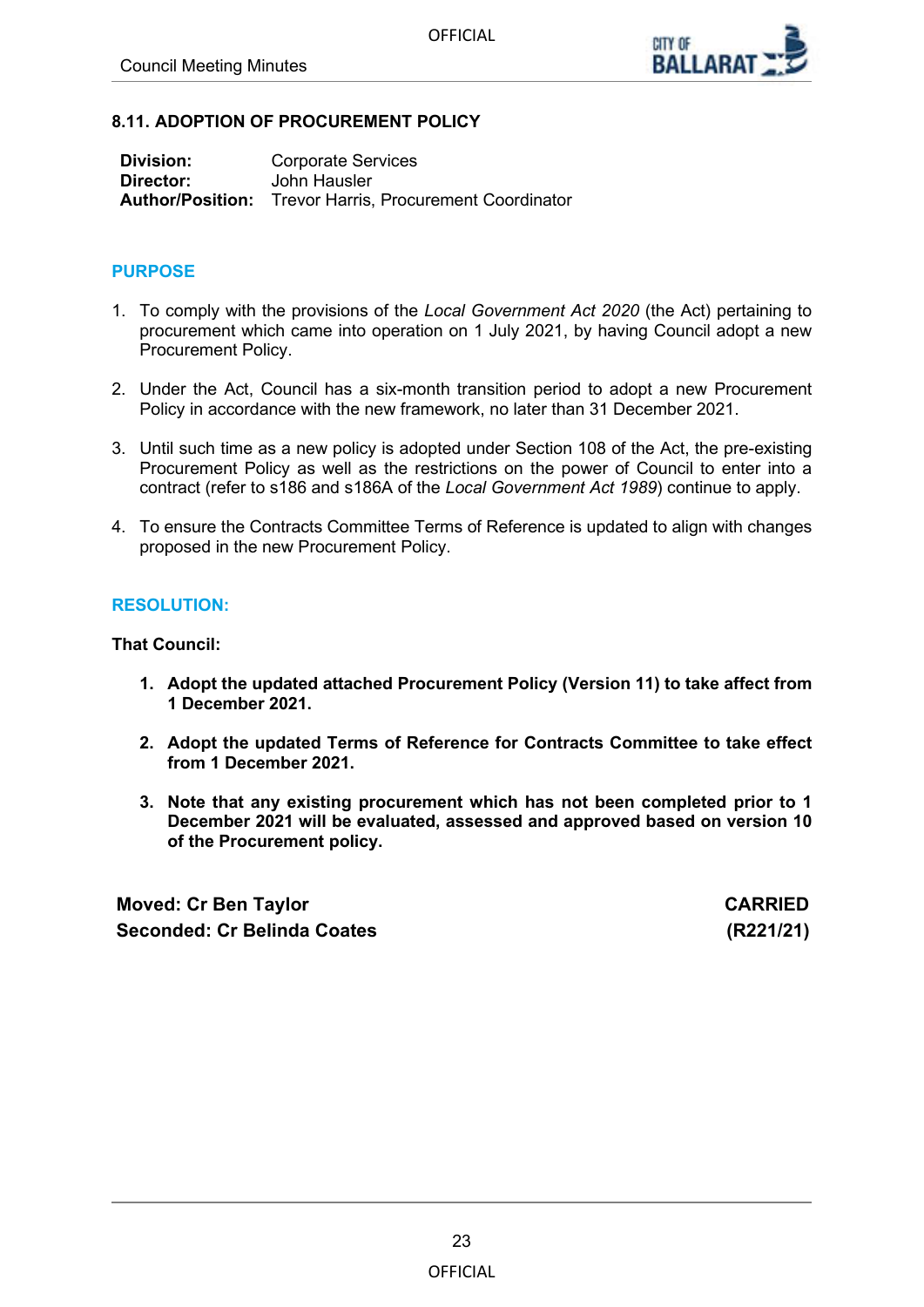## 8.11. ADOPTION OF PROCUREMENT POLICY

**Division:** Corporate Services
**Director:** John Hausler
**Author/Position:** Trevor Harris, Procurement Coordinator

### PURPOSE

1. To comply with the provisions of the *Local Government Act 2020* (the Act) pertaining to procurement which came into operation on 1 July 2021, by having Council adopt a new Procurement Policy.
2. Under the Act, Council has a six-month transition period to adopt a new Procurement Policy in accordance with the new framework, no later than 31 December 2021.
3. Until such time as a new policy is adopted under Section 108 of the Act, the pre-existing Procurement Policy as well as the restrictions on the power of Council to enter into a contract (refer to s186 and s186A of the *Local Government Act 1989*) continue to apply.
4. To ensure the Contracts Committee Terms of Reference is updated to align with changes proposed in the new Procurement Policy.

### RESOLUTION:

**That Council:**

1. **Adopt the updated attached Procurement Policy (Version 11) to take affect from 1 December 2021.**
2. **Adopt the updated Terms of Reference for Contracts Committee to take effect from 1 December 2021.**
3. **Note that any existing procurement which has not been completed prior to 1 December 2021 will be evaluated, assessed and approved based on version 10 of the Procurement policy.**

**Moved: Cr Ben Taylor** — **CARRIED**
**Seconded: Cr Belinda Coates** — **(R221/21)**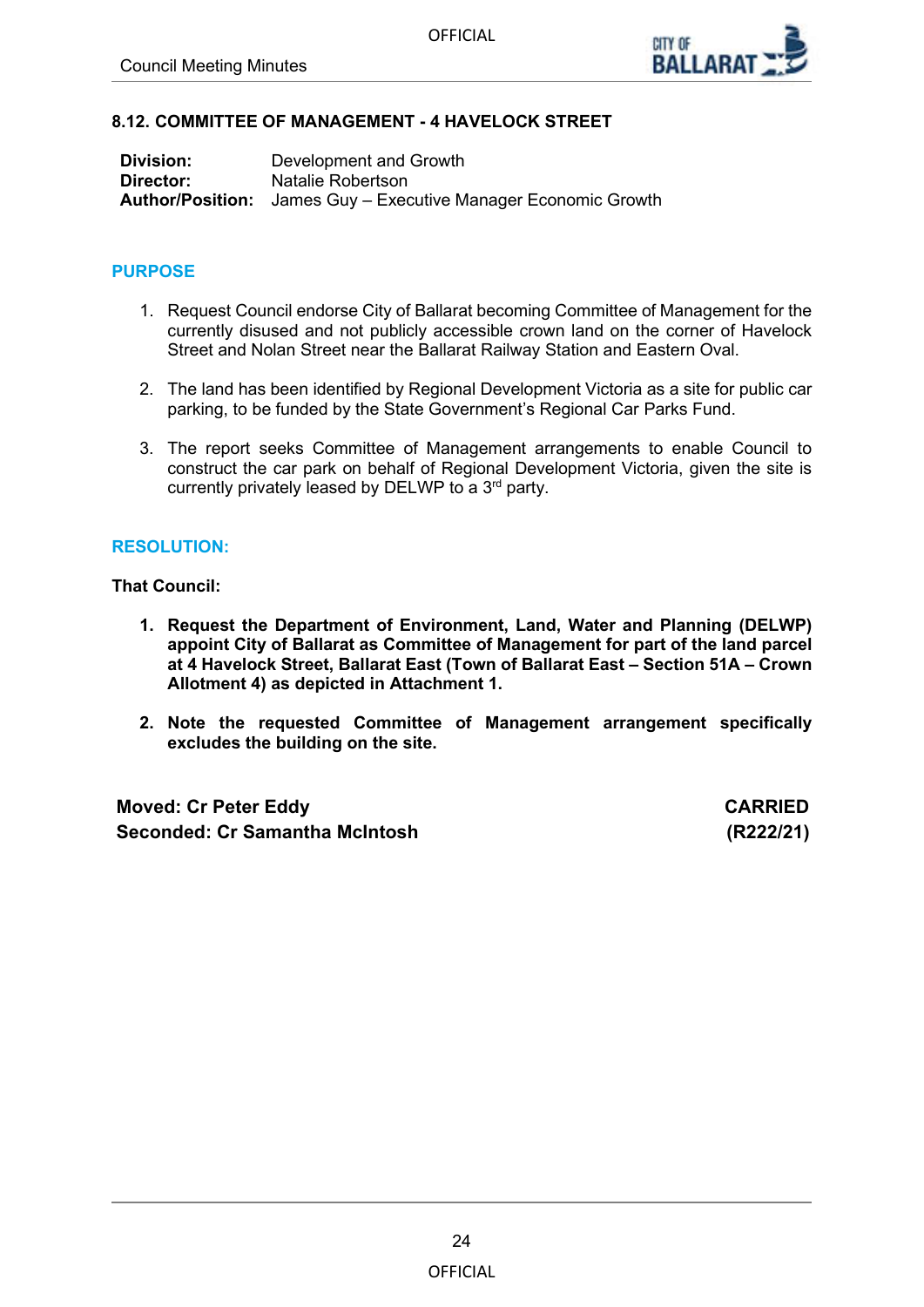## 8.12. COMMITTEE OF MANAGEMENT - 4 HAVELOCK STREET

**Division:** Development and Growth
**Director:** Natalie Robertson
**Author/Position:** James Guy – Executive Manager Economic Growth

### PURPOSE

1. Request Council endorse City of Ballarat becoming Committee of Management for the currently disused and not publicly accessible crown land on the corner of Havelock Street and Nolan Street near the Ballarat Railway Station and Eastern Oval.

2. The land has been identified by Regional Development Victoria as a site for public car parking, to be funded by the State Government's Regional Car Parks Fund.

3. The report seeks Committee of Management arrangements to enable Council to construct the car park on behalf of Regional Development Victoria, given the site is currently privately leased by DELWP to a 3rd party.

### RESOLUTION:

**That Council:**

1. **Request the Department of Environment, Land, Water and Planning (DELWP) appoint City of Ballarat as Committee of Management for part of the land parcel at 4 Havelock Street, Ballarat East (Town of Ballarat East – Section 51A – Crown Allotment 4) as depicted in Attachment 1.**

2. **Note the requested Committee of Management arrangement specifically excludes the building on the site.**

**Moved: Cr Peter Eddy** **CARRIED**
**Seconded: Cr Samantha McIntosh** **(R222/21)**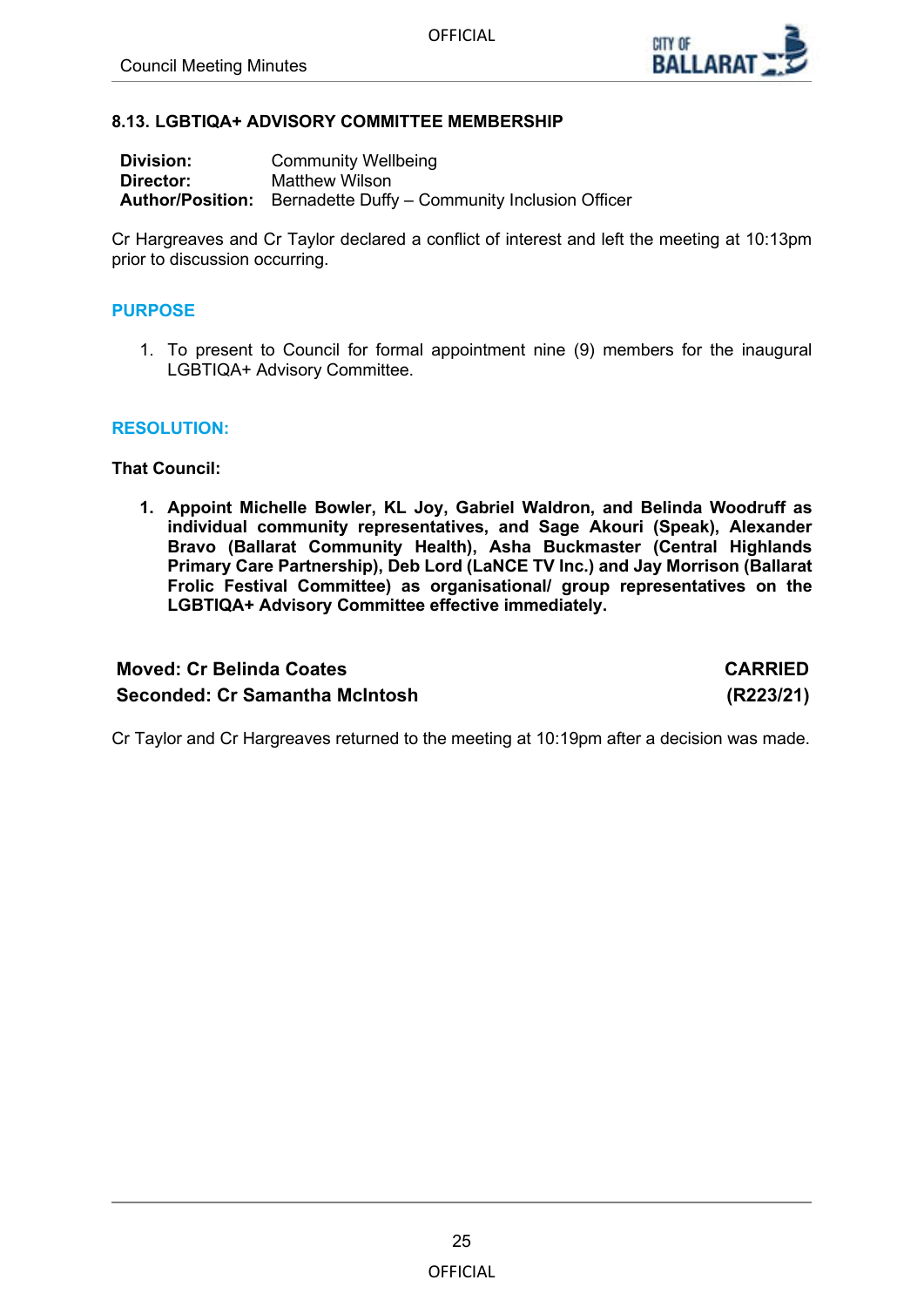## 8.13. LGBTIQA+ ADVISORY COMMITTEE MEMBERSHIP

| | |
|---|---|
| **Division:** | Community Wellbeing |
| **Director:** | Matthew Wilson |
| **Author/Position:** | Bernadette Duffy – Community Inclusion Officer |

Cr Hargreaves and Cr Taylor declared a conflict of interest and left the meeting at 10:13pm prior to discussion occurring.

### PURPOSE

1. To present to Council for formal appointment nine (9) members for the inaugural LGBTIQA+ Advisory Committee.

### RESOLUTION:

**That Council:**

1. **Appoint Michelle Bowler, KL Joy, Gabriel Waldron, and Belinda Woodruff as individual community representatives, and Sage Akouri (Speak), Alexander Bravo (Ballarat Community Health), Asha Buckmaster (Central Highlands Primary Care Partnership), Deb Lord (LaNCE TV Inc.) and Jay Morrison (Ballarat Frolic Festival Committee) as organisational/ group representatives on the LGBTIQA+ Advisory Committee effective immediately.**

**Moved: Cr Belinda Coates** — **CARRIED**
**Seconded: Cr Samantha McIntosh** — **(R223/21)**

Cr Taylor and Cr Hargreaves returned to the meeting at 10:19pm after a decision was made.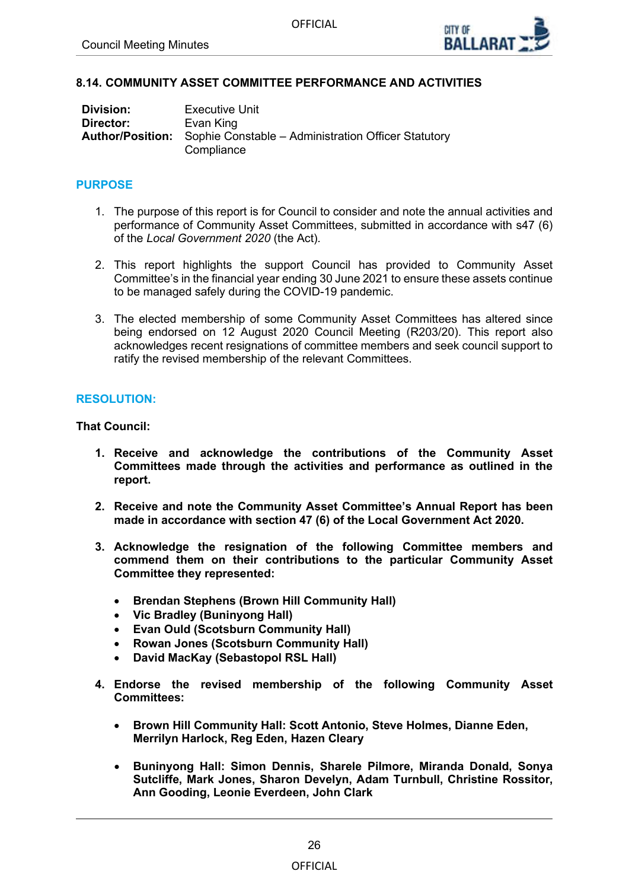## 8.14. COMMUNITY ASSET COMMITTEE PERFORMANCE AND ACTIVITIES

| | |
|---|---|
| **Division:** | Executive Unit |
| **Director:** | Evan King |
| **Author/Position:** | Sophie Constable – Administration Officer Statutory Compliance |

### PURPOSE

1. The purpose of this report is for Council to consider and note the annual activities and performance of Community Asset Committees, submitted in accordance with s47 (6) of the *Local Government 2020* (the Act).

2. This report highlights the support Council has provided to Community Asset Committee's in the financial year ending 30 June 2021 to ensure these assets continue to be managed safely during the COVID-19 pandemic.

3. The elected membership of some Community Asset Committees has altered since being endorsed on 12 August 2020 Council Meeting (R203/20). This report also acknowledges recent resignations of committee members and seek council support to ratify the revised membership of the relevant Committees.

### RESOLUTION:

**That Council:**

1. **Receive and acknowledge the contributions of the Community Asset Committees made through the activities and performance as outlined in the report.**

2. **Receive and note the Community Asset Committee's Annual Report has been made in accordance with section 47 (6) of the Local Government Act 2020.**

3. **Acknowledge the resignation of the following Committee members and commend them on their contributions to the particular Community Asset Committee they represented:**

   - **Brendan Stephens (Brown Hill Community Hall)**
   - **Vic Bradley (Buninyong Hall)**
   - **Evan Ould (Scotsburn Community Hall)**
   - **Rowan Jones (Scotsburn Community Hall)**
   - **David MacKay (Sebastopol RSL Hall)**

4. **Endorse the revised membership of the following Community Asset Committees:**

   - **Brown Hill Community Hall: Scott Antonio, Steve Holmes, Dianne Eden, Merrilyn Harlock, Reg Eden, Hazen Cleary**

   - **Buninyong Hall: Simon Dennis, Sharele Pilmore, Miranda Donald, Sonya Sutcliffe, Mark Jones, Sharon Develyn, Adam Turnbull, Christine Rossitor, Ann Gooding, Leonie Everdeen, John Clark**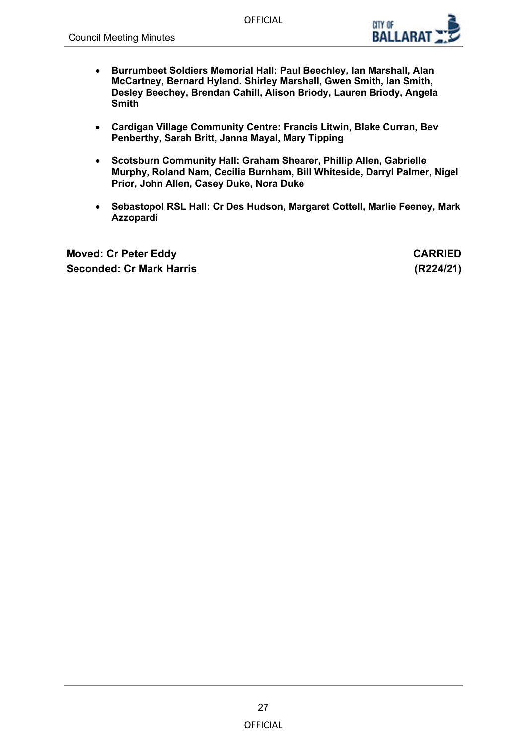- **Burrumbeet Soldiers Memorial Hall: Paul Beechley, Ian Marshall, Alan McCartney, Bernard Hyland. Shirley Marshall, Gwen Smith, Ian Smith, Desley Beechey, Brendan Cahill, Alison Briody, Lauren Briody, Angela Smith**

- **Cardigan Village Community Centre: Francis Litwin, Blake Curran, Bev Penberthy, Sarah Britt, Janna Mayal, Mary Tipping**

- **Scotsburn Community Hall: Graham Shearer, Phillip Allen, Gabrielle Murphy, Roland Nam, Cecilia Burnham, Bill Whiteside, Darryl Palmer, Nigel Prior, John Allen, Casey Duke, Nora Duke**

- **Sebastopol RSL Hall: Cr Des Hudson, Margaret Cottell, Marlie Feeney, Mark Azzopardi**

**Moved: Cr Peter Eddy** **CARRIED**
**Seconded: Cr Mark Harris** **(R224/21)**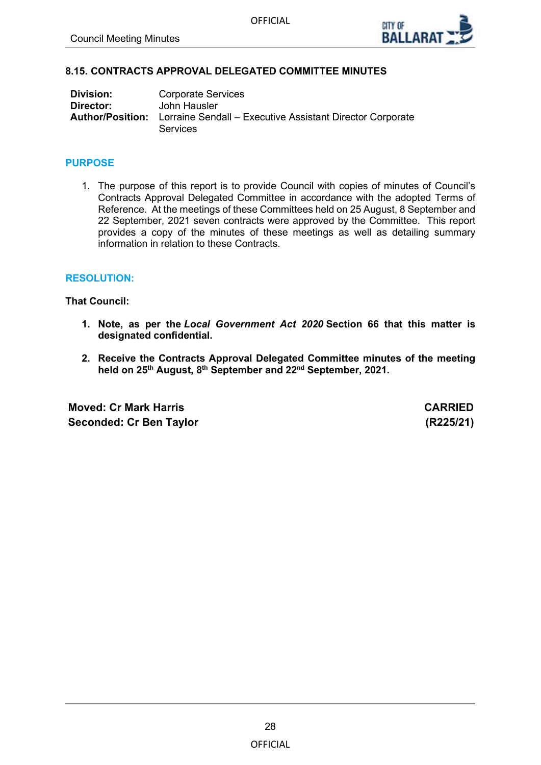## 8.15. CONTRACTS APPROVAL DELEGATED COMMITTEE MINUTES

**Division:** Corporate Services
**Director:** John Hausler
**Author/Position:** Lorraine Sendall – Executive Assistant Director Corporate Services

### PURPOSE

1. The purpose of this report is to provide Council with copies of minutes of Council's Contracts Approval Delegated Committee in accordance with the adopted Terms of Reference. At the meetings of these Committees held on 25 August, 8 September and 22 September, 2021 seven contracts were approved by the Committee. This report provides a copy of the minutes of these meetings as well as detailing summary information in relation to these Contracts.

### RESOLUTION:

**That Council:**

1. **Note, as per the *Local Government Act 2020* Section 66 that this matter is designated confidential.**
2. **Receive the Contracts Approval Delegated Committee minutes of the meeting held on 25th August, 8th September and 22nd September, 2021.**

**Moved: Cr Mark Harris** — **CARRIED**
**Seconded: Cr Ben Taylor** — **(R225/21)**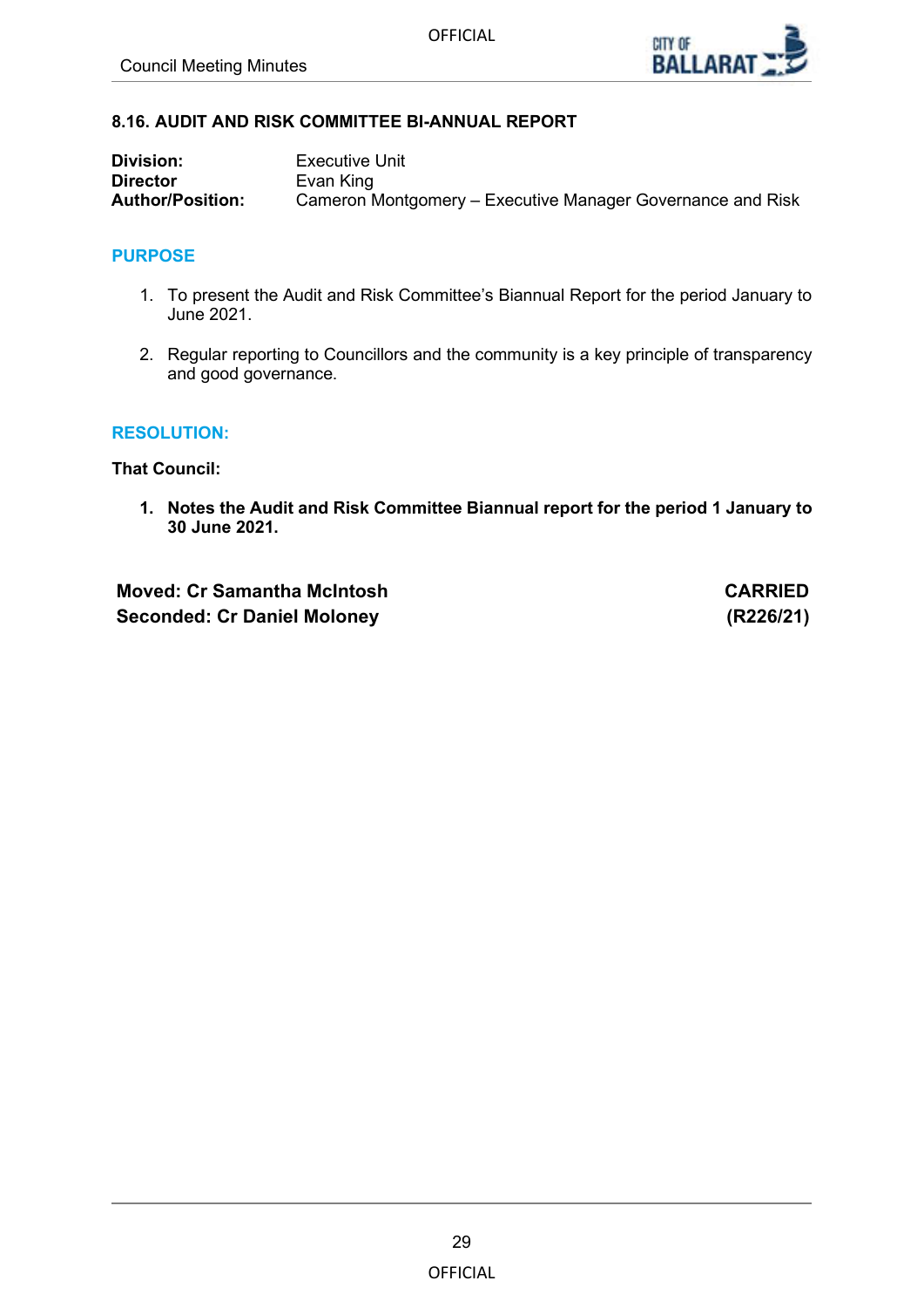### 8.16. AUDIT AND RISK COMMITTEE BI-ANNUAL REPORT

**Division:** Executive Unit
**Director** Evan King
**Author/Position:** Cameron Montgomery – Executive Manager Governance and Risk

## PURPOSE

1. To present the Audit and Risk Committee's Biannual Report for the period January to June 2021.
2. Regular reporting to Councillors and the community is a key principle of transparency and good governance.

## RESOLUTION:

**That Council:**

1. **Notes the Audit and Risk Committee Biannual report for the period 1 January to 30 June 2021.**

| | |
|---|---|
| **Moved: Cr Samantha McIntosh** | **CARRIED** |
| **Seconded: Cr Daniel Moloney** | **(R226/21)** |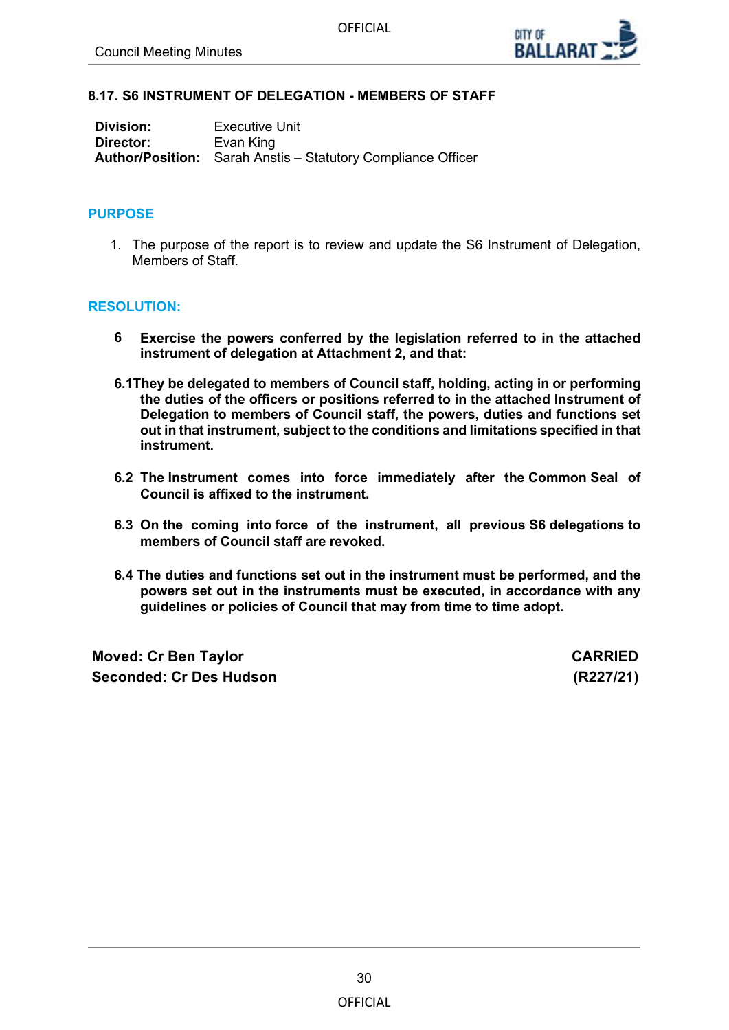## 8.17. S6 INSTRUMENT OF DELEGATION - MEMBERS OF STAFF

**Division:** Executive Unit
**Director:** Evan King
**Author/Position:** Sarah Anstis – Statutory Compliance Officer

### PURPOSE

1. The purpose of the report is to review and update the S6 Instrument of Delegation, Members of Staff.

### RESOLUTION:

**6 Exercise the powers conferred by the legislation referred to in the attached instrument of delegation at Attachment 2, and that:**

**6.1 They be delegated to members of Council staff, holding, acting in or performing the duties of the officers or positions referred to in the attached Instrument of Delegation to members of Council staff, the powers, duties and functions set out in that instrument, subject to the conditions and limitations specified in that instrument.**

**6.2 The Instrument comes into force immediately after the Common Seal of Council is affixed to the instrument.**

**6.3 On the coming into force of the instrument, all previous S6 delegations to members of Council staff are revoked.**

**6.4 The duties and functions set out in the instrument must be performed, and the powers set out in the instruments must be executed, in accordance with any guidelines or policies of Council that may from time to time adopt.**

**Moved: Cr Ben Taylor** — **CARRIED**
**Seconded: Cr Des Hudson** — **(R227/21)**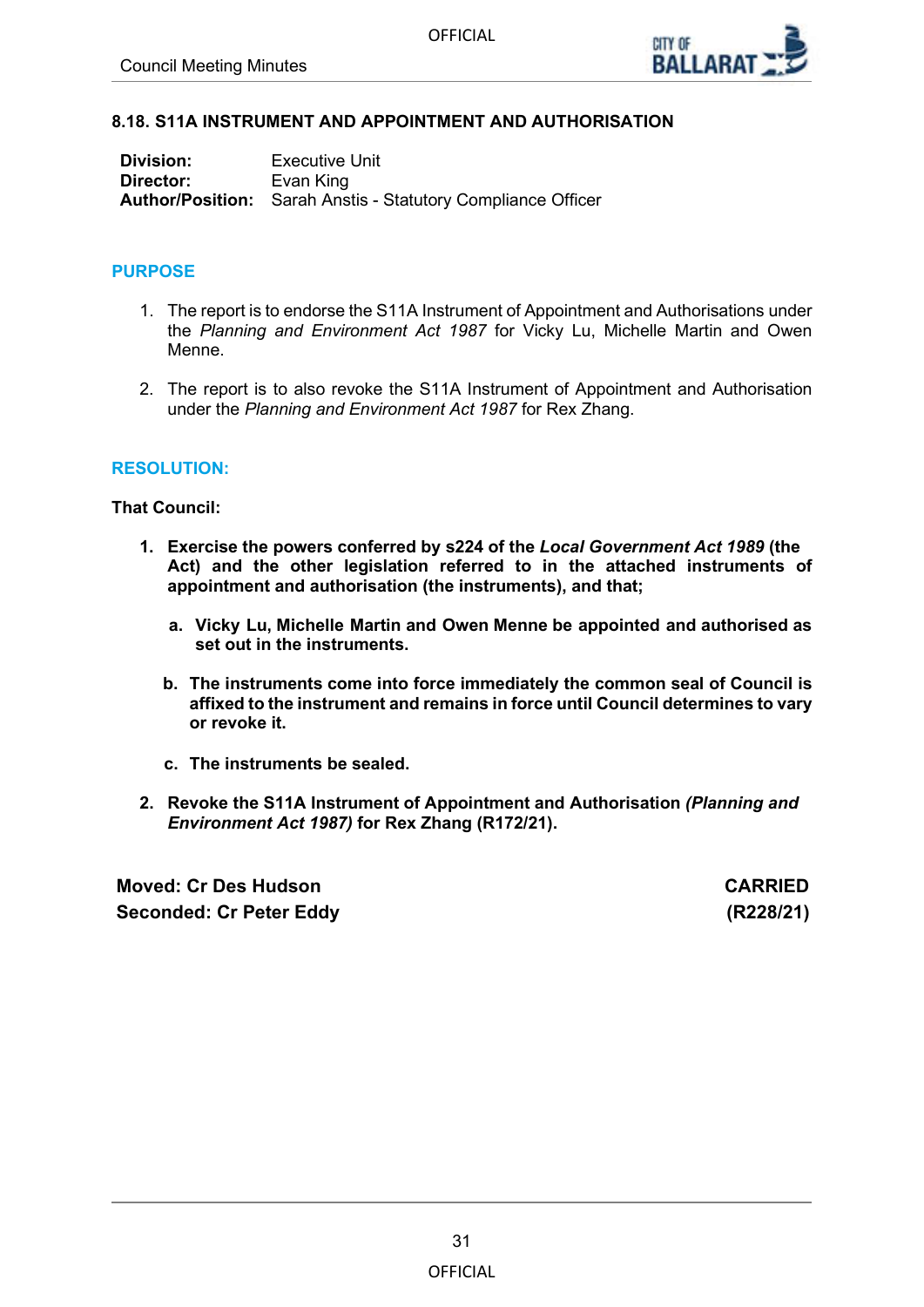## 8.18. S11A INSTRUMENT AND APPOINTMENT AND AUTHORISATION

**Division:** Executive Unit
**Director:** Evan King
**Author/Position:** Sarah Anstis - Statutory Compliance Officer

### PURPOSE

1. The report is to endorse the S11A Instrument of Appointment and Authorisations under the *Planning and Environment Act 1987* for Vicky Lu, Michelle Martin and Owen Menne.

2. The report is to also revoke the S11A Instrument of Appointment and Authorisation under the *Planning and Environment Act 1987* for Rex Zhang.

### RESOLUTION:

**That Council:**

1. **Exercise the powers conferred by s224 of the *Local Government Act 1989* (the Act) and the other legislation referred to in the attached instruments of appointment and authorisation (the instruments), and that;**

   a. **Vicky Lu, Michelle Martin and Owen Menne be appointed and authorised as set out in the instruments.**

   b. **The instruments come into force immediately the common seal of Council is affixed to the instrument and remains in force until Council determines to vary or revoke it.**

   c. **The instruments be sealed.**

2. **Revoke the S11A Instrument of Appointment and Authorisation *(Planning and Environment Act 1987)* for Rex Zhang (R172/21).**

**Moved: Cr Des Hudson** — **CARRIED**
**Seconded: Cr Peter Eddy** — **(R228/21)**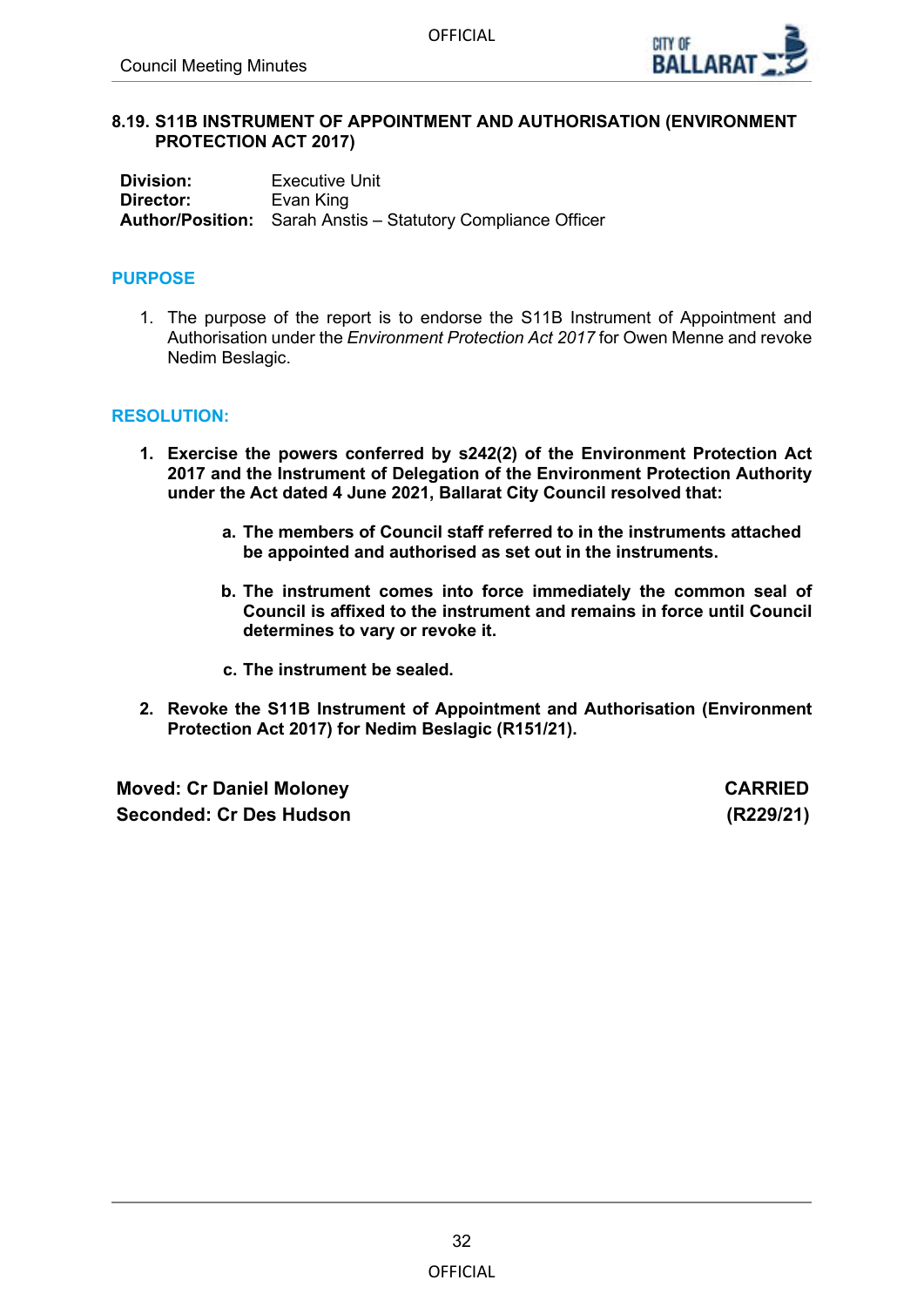## 8.19. S11B INSTRUMENT OF APPOINTMENT AND AUTHORISATION (ENVIRONMENT PROTECTION ACT 2017)

**Division:** Executive Unit
**Director:** Evan King
**Author/Position:** Sarah Anstis – Statutory Compliance Officer

### PURPOSE

1. The purpose of the report is to endorse the S11B Instrument of Appointment and Authorisation under the *Environment Protection Act 2017* for Owen Menne and revoke Nedim Beslagic.

### RESOLUTION:

1. **Exercise the powers conferred by s242(2) of the Environment Protection Act 2017 and the Instrument of Delegation of the Environment Protection Authority under the Act dated 4 June 2021, Ballarat City Council resolved that:**

    a. **The members of Council staff referred to in the instruments attached be appointed and authorised as set out in the instruments.**

    b. **The instrument comes into force immediately the common seal of Council is affixed to the instrument and remains in force until Council determines to vary or revoke it.**

    c. **The instrument be sealed.**

2. **Revoke the S11B Instrument of Appointment and Authorisation (Environment Protection Act 2017) for Nedim Beslagic (R151/21).**

**Moved: Cr Daniel Moloney** — **CARRIED**
**Seconded: Cr Des Hudson** — **(R229/21)**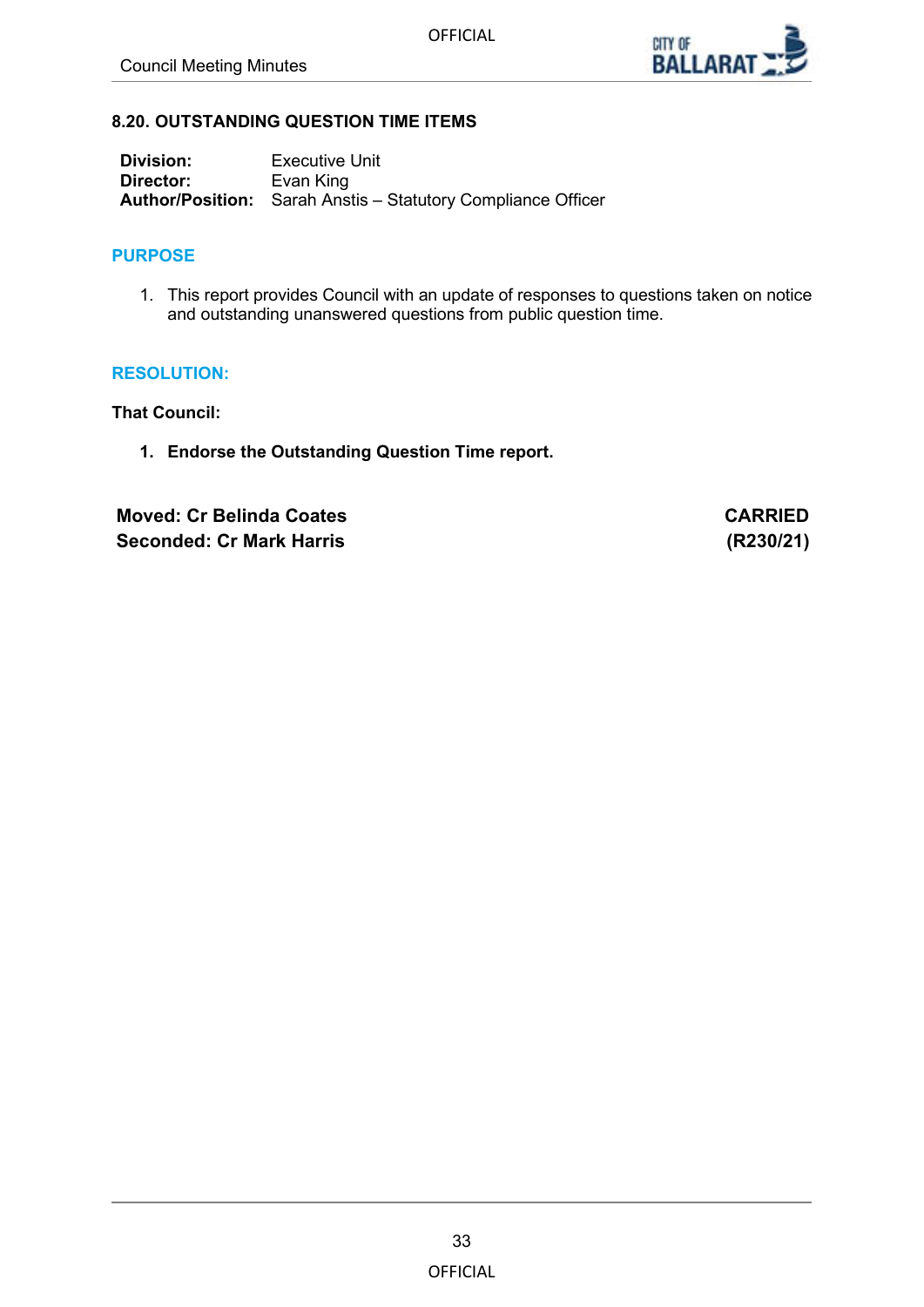### 8.20. OUTSTANDING QUESTION TIME ITEMS

**Division:** Executive Unit
**Director:** Evan King
**Author/Position:** Sarah Anstis – Statutory Compliance Officer

#### PURPOSE

1. This report provides Council with an update of responses to questions taken on notice and outstanding unanswered questions from public question time.

#### RESOLUTION:

**That Council:**

1. **Endorse the Outstanding Question Time report.**

**Moved: Cr Belinda Coates** — **CARRIED**
**Seconded: Cr Mark Harris** — **(R230/21)**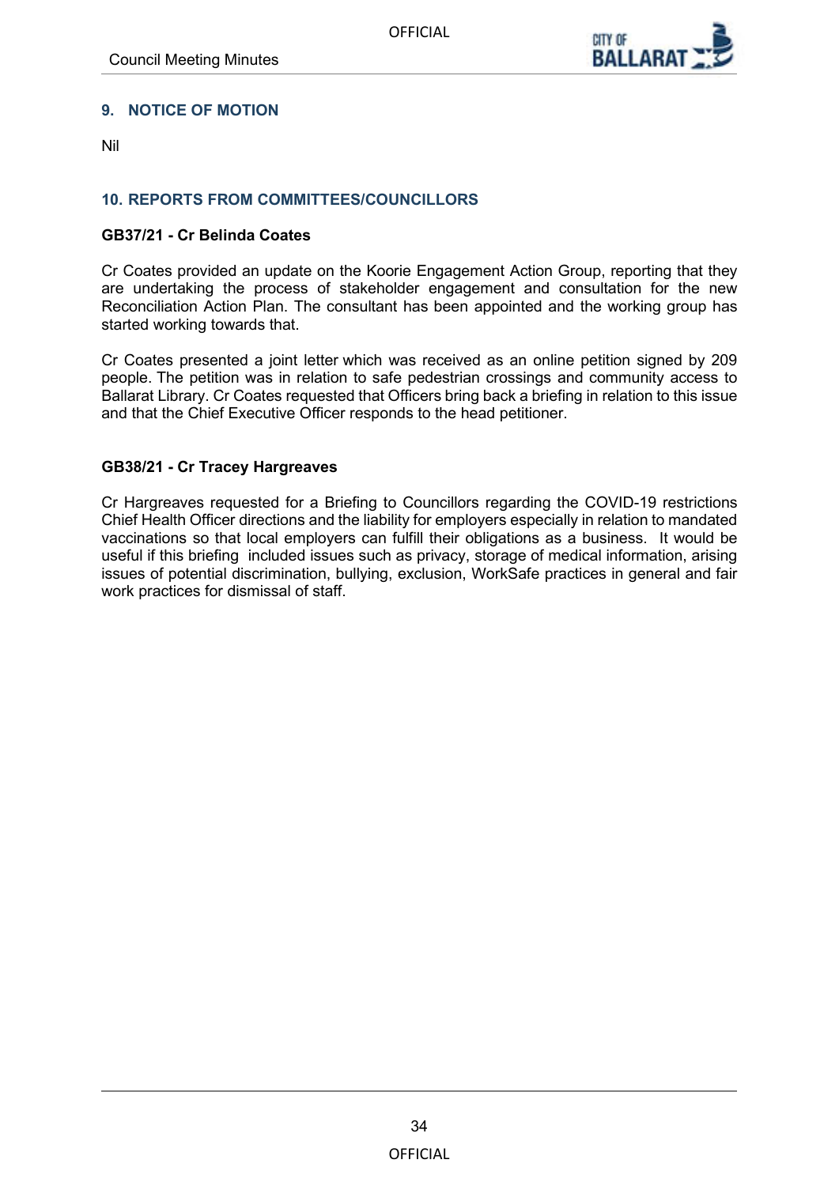## 9. NOTICE OF MOTION

Nil

## 10. REPORTS FROM COMMITTEES/COUNCILLORS

### GB37/21 - Cr Belinda Coates

Cr Coates provided an update on the Koorie Engagement Action Group, reporting that they are undertaking the process of stakeholder engagement and consultation for the new Reconciliation Action Plan. The consultant has been appointed and the working group has started working towards that.

Cr Coates presented a joint letter which was received as an online petition signed by 209 people. The petition was in relation to safe pedestrian crossings and community access to Ballarat Library. Cr Coates requested that Officers bring back a briefing in relation to this issue and that the Chief Executive Officer responds to the head petitioner.

### GB38/21 - Cr Tracey Hargreaves

Cr Hargreaves requested for a Briefing to Councillors regarding the COVID-19 restrictions Chief Health Officer directions and the liability for employers especially in relation to mandated vaccinations so that local employers can fulfill their obligations as a business. It would be useful if this briefing included issues such as privacy, storage of medical information, arising issues of potential discrimination, bullying, exclusion, WorkSafe practices in general and fair work practices for dismissal of staff.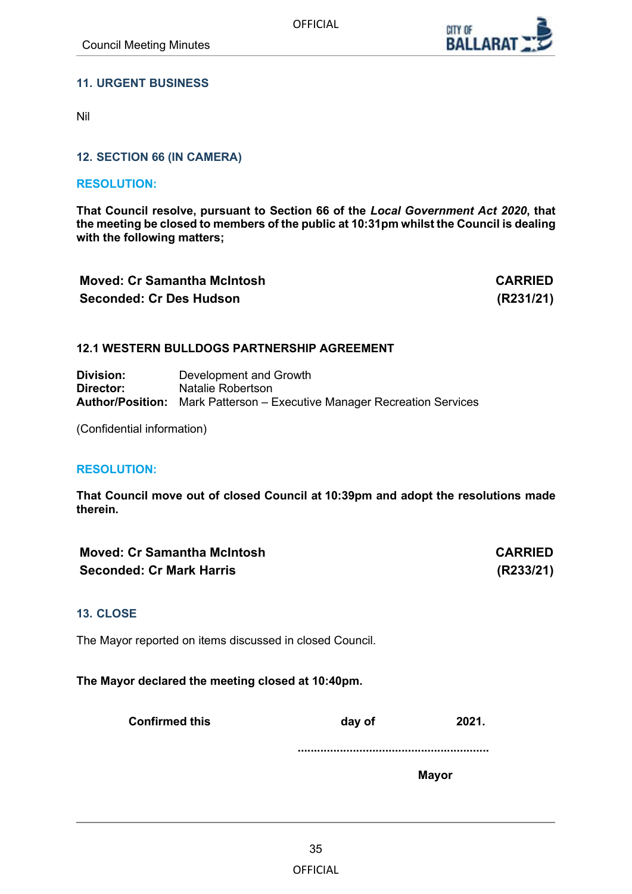## 11. URGENT BUSINESS

Nil

## 12. SECTION 66 (IN CAMERA)

**RESOLUTION:**

**That Council resolve, pursuant to Section 66 of the *Local Government Act 2020*, that the meeting be closed to members of the public at 10:31pm whilst the Council is dealing with the following matters;**

| | |
|---|---|
| **Moved: Cr Samantha McIntosh** | **CARRIED** |
| **Seconded: Cr Des Hudson** | **(R231/21)** |

### 12.1 WESTERN BULLDOGS PARTNERSHIP AGREEMENT

**Division:** Development and Growth
**Director:** Natalie Robertson
**Author/Position:** Mark Patterson – Executive Manager Recreation Services

(Confidential information)

**RESOLUTION:**

**That Council move out of closed Council at 10:39pm and adopt the resolutions made therein.**

| | |
|---|---|
| **Moved: Cr Samantha McIntosh** | **CARRIED** |
| **Seconded: Cr Mark Harris** | **(R233/21)** |

## 13. CLOSE

The Mayor reported on items discussed in closed Council.

**The Mayor declared the meeting closed at 10:40pm.**

**Confirmed this day of 2021.**

..........................................................

**Mayor**